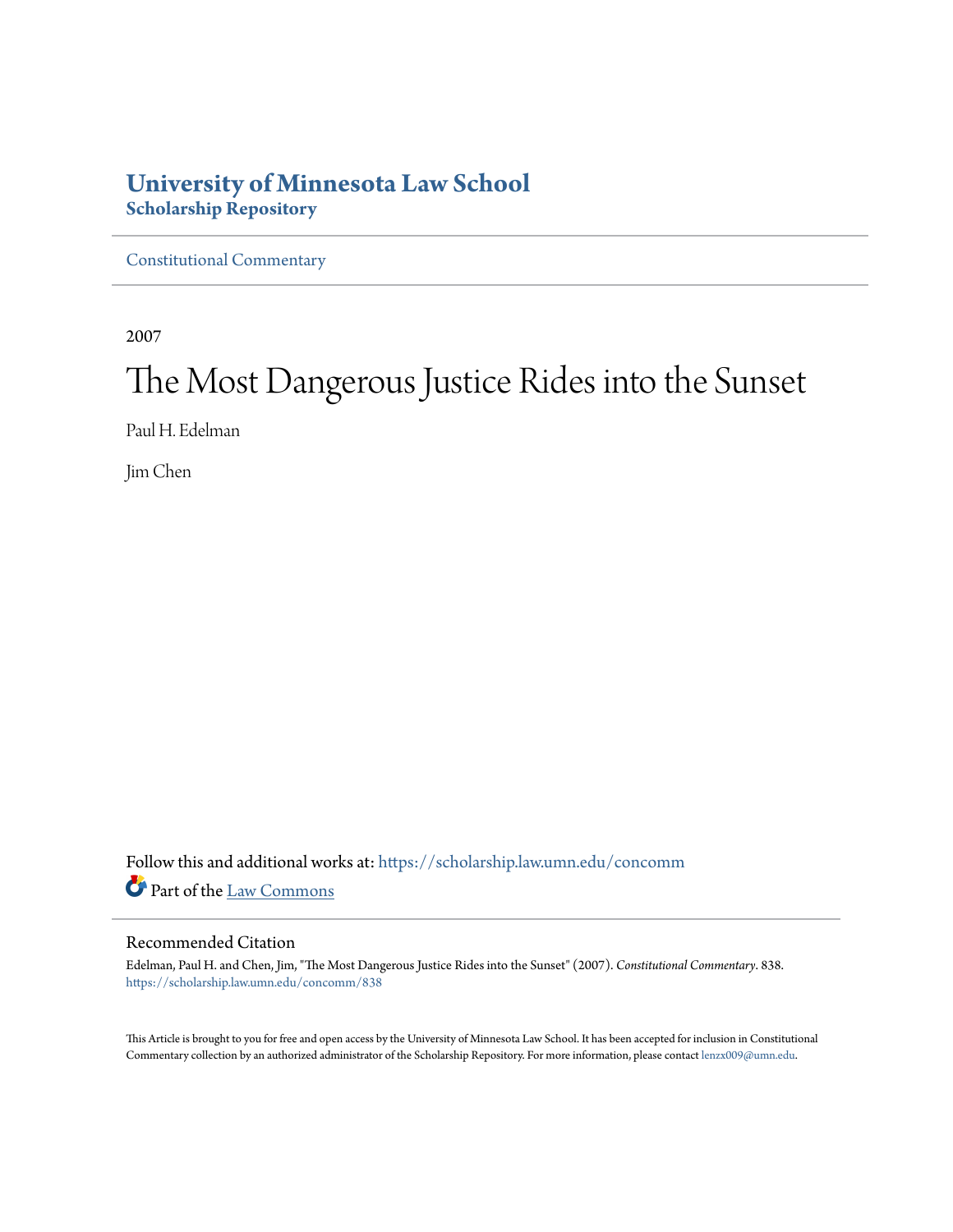# University of Minnesota Law School
## Scholarship Repository

Constitutional Commentary

2007

# The Most Dangerous Justice Rides into the Sunset

Paul H. Edelman

Jim Chen

Follow this and additional works at: https://scholarship.law.umn.edu/concomm

Part of the Law Commons

### Recommended Citation

Edelman, Paul H. and Chen, Jim, "The Most Dangerous Justice Rides into the Sunset" (2007). *Constitutional Commentary*. 838.
https://scholarship.law.umn.edu/concomm/838

This Article is brought to you for free and open access by the University of Minnesota Law School. It has been accepted for inclusion in Constitutional Commentary collection by an authorized administrator of the Scholarship Repository. For more information, please contact lenzx009@umn.edu.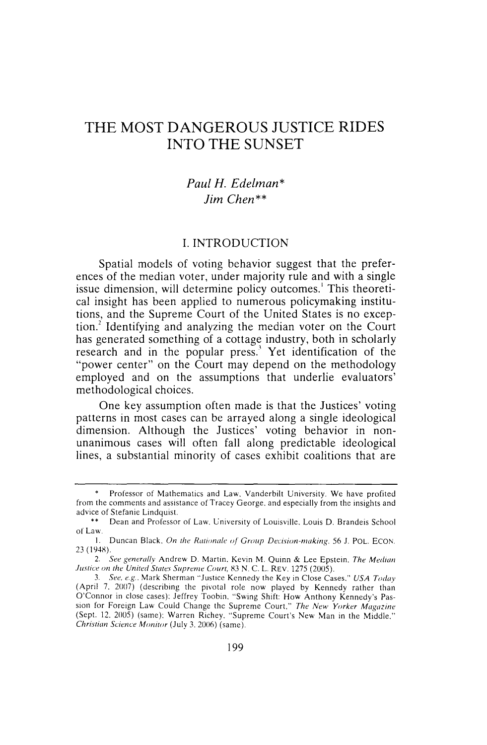# THE MOST DANGEROUS JUSTICE RIDES INTO THE SUNSET

*Paul H. Edelman\**

*Jim Chen\*\**

## I. INTRODUCTION

Spatial models of voting behavior suggest that the preferences of the median voter, under majority rule and with a single issue dimension, will determine policy outcomes.[1] This theoretical insight has been applied to numerous policymaking institutions, and the Supreme Court of the United States is no exception.[2] Identifying and analyzing the median voter on the Court has generated something of a cottage industry, both in scholarly research and in the popular press.[3] Yet identification of the "power center" on the Court may depend on the methodology employed and on the assumptions that underlie evaluators' methodological choices.

One key assumption often made is that the Justices' voting patterns in most cases can be arrayed along a single ideological dimension. Although the Justices' voting behavior in non-unanimous cases will often fall along predictable ideological lines, a substantial minority of cases exhibit coalitions that are

---

\* Professor of Mathematics and Law, Vanderbilt University. We have profited from the comments and assistance of Tracey George, and especially from the insights and advice of Stefanie Lindquist.

\*\* Dean and Professor of Law, University of Louisville, Louis D. Brandeis School of Law.

1. Duncan Black, *On the Rationale of Group Decision-making*, 56 J. POL. ECON. 23 (1948).

2. *See generally* Andrew D. Martin, Kevin M. Quinn & Lee Epstein, *The Median Justice on the United States Supreme Court*, 83 N. C. L. REV. 1275 (2005).

3. *See, e.g.*, Mark Sherman "Justice Kennedy the Key in Close Cases," *USA Today* (April 7, 2007) (describing the pivotal role now played by Kennedy rather than O'Connor in close cases); Jeffrey Toobin, "Swing Shift: How Anthony Kennedy's Passion for Foreign Law Could Change the Supreme Court," *The New Yorker Magazine* (Sept. 12, 2005) (same); Warren Richey, "Supreme Court's New Man in the Middle," *Christian Science Monitor* (July 3, 2006) (same).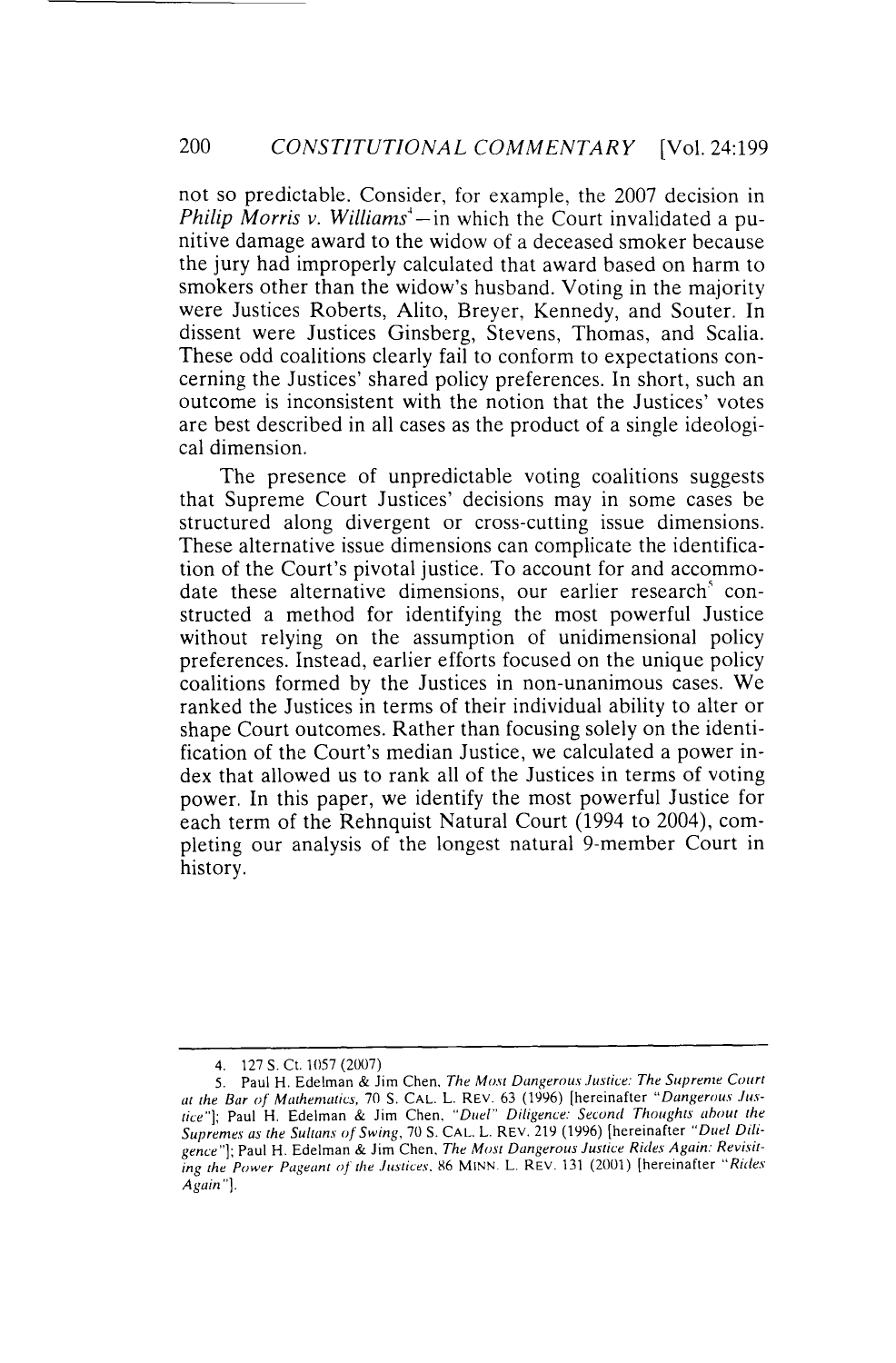not so predictable. Consider, for example, the 2007 decision in *Philip Morris v. Williams*[4]—in which the Court invalidated a punitive damage award to the widow of a deceased smoker because the jury had improperly calculated that award based on harm to smokers other than the widow's husband. Voting in the majority were Justices Roberts, Alito, Breyer, Kennedy, and Souter. In dissent were Justices Ginsberg, Stevens, Thomas, and Scalia. These odd coalitions clearly fail to conform to expectations concerning the Justices' shared policy preferences. In short, such an outcome is inconsistent with the notion that the Justices' votes are best described in all cases as the product of a single ideological dimension.

The presence of unpredictable voting coalitions suggests that Supreme Court Justices' decisions may in some cases be structured along divergent or cross-cutting issue dimensions. These alternative issue dimensions can complicate the identification of the Court's pivotal justice. To account for and accommodate these alternative dimensions, our earlier research[5] constructed a method for identifying the most powerful Justice without relying on the assumption of unidimensional policy preferences. Instead, earlier efforts focused on the unique policy coalitions formed by the Justices in non-unanimous cases. We ranked the Justices in terms of their individual ability to alter or shape Court outcomes. Rather than focusing solely on the identification of the Court's median Justice, we calculated a power index that allowed us to rank all of the Justices in terms of voting power. In this paper, we identify the most powerful Justice for each term of the Rehnquist Natural Court (1994 to 2004), completing our analysis of the longest natural 9-member Court in history.

---

4. 127 S. Ct. 1057 (2007)

5. Paul H. Edelman & Jim Chen, *The Most Dangerous Justice: The Supreme Court at the Bar of Mathematics*, 70 S. CAL. L. REV. 63 (1996) [hereinafter "*Dangerous Justice*"]; Paul H. Edelman & Jim Chen, *"Duel" Diligence: Second Thoughts about the Supremes as the Sultans of Swing*, 70 S. CAL. L. REV. 219 (1996) [hereinafter "*Duel Diligence*"]; Paul H. Edelman & Jim Chen, *The Most Dangerous Justice Rides Again: Revisiting the Power Pageant of the Justices*, 86 MINN. L. REV. 131 (2001) [hereinafter "*Rides Again*"].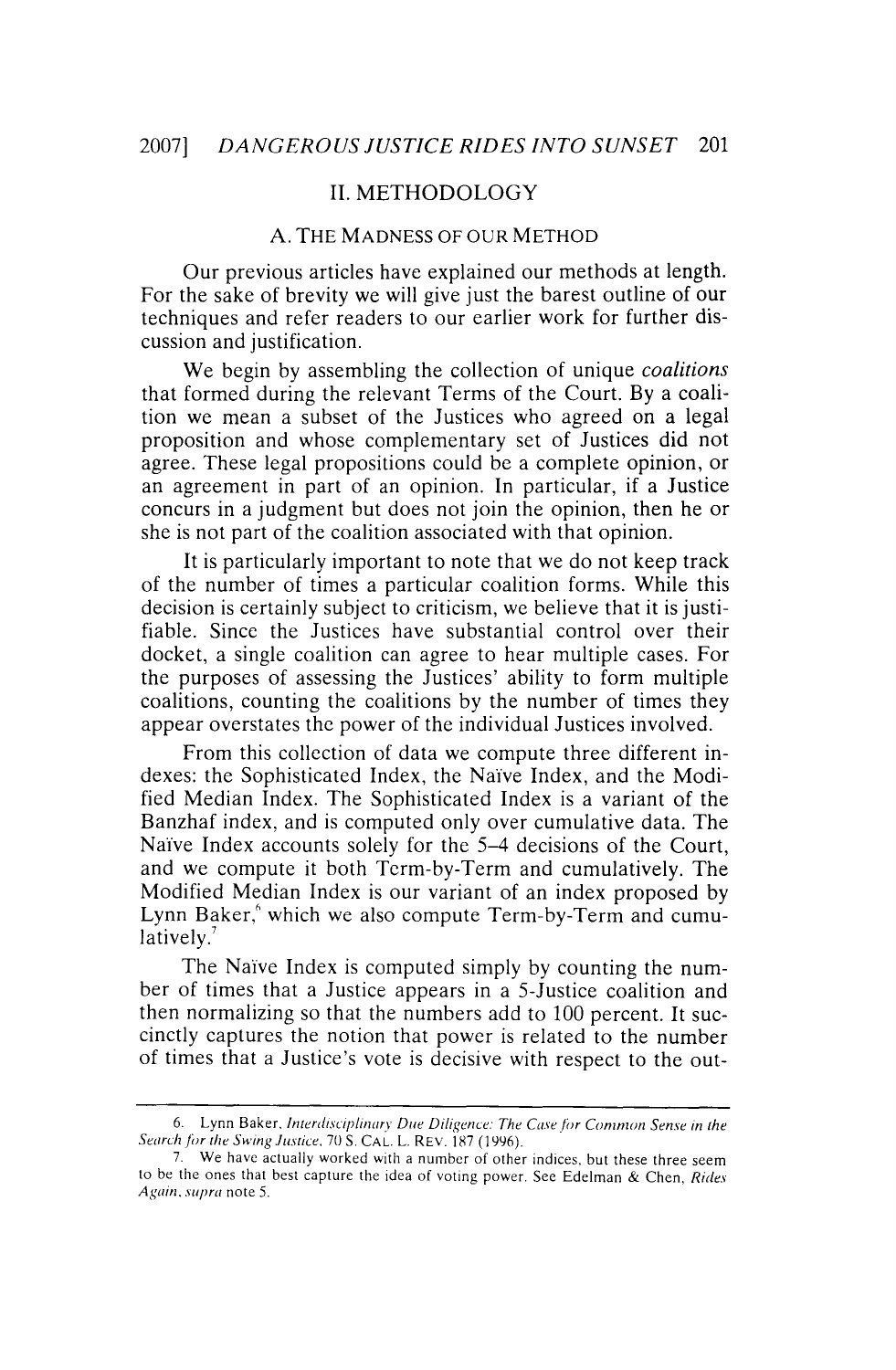## II. METHODOLOGY

### A. THE MADNESS OF OUR METHOD

Our previous articles have explained our methods at length. For the sake of brevity we will give just the barest outline of our techniques and refer readers to our earlier work for further discussion and justification.

We begin by assembling the collection of unique *coalitions* that formed during the relevant Terms of the Court. By a coalition we mean a subset of the Justices who agreed on a legal proposition and whose complementary set of Justices did not agree. These legal propositions could be a complete opinion, or an agreement in part of an opinion. In particular, if a Justice concurs in a judgment but does not join the opinion, then he or she is not part of the coalition associated with that opinion.

It is particularly important to note that we do not keep track of the number of times a particular coalition forms. While this decision is certainly subject to criticism, we believe that it is justifiable. Since the Justices have substantial control over their docket, a single coalition can agree to hear multiple cases. For the purposes of assessing the Justices' ability to form multiple coalitions, counting the coalitions by the number of times they appear overstates the power of the individual Justices involved.

From this collection of data we compute three different indexes: the Sophisticated Index, the Naïve Index, and the Modified Median Index. The Sophisticated Index is a variant of the Banzhaf index, and is computed only over cumulative data. The Naïve Index accounts solely for the 5–4 decisions of the Court, and we compute it both Term-by-Term and cumulatively. The Modified Median Index is our variant of an index proposed by Lynn Baker,[6] which we also compute Term-by-Term and cumulatively.[7]

The Naïve Index is computed simply by counting the number of times that a Justice appears in a 5-Justice coalition and then normalizing so that the numbers add to 100 percent. It succinctly captures the notion that power is related to the number of times that a Justice's vote is decisive with respect to the out-

---

6. Lynn Baker, *Interdisciplinary Due Diligence: The Case for Common Sense in the Search for the Swing Justice*, 70 S. CAL. L. REV. 187 (1996).

7. We have actually worked with a number of other indices, but these three seem to be the ones that best capture the idea of voting power. See Edelman & Chen, *Rides Again*, *supra* note 5.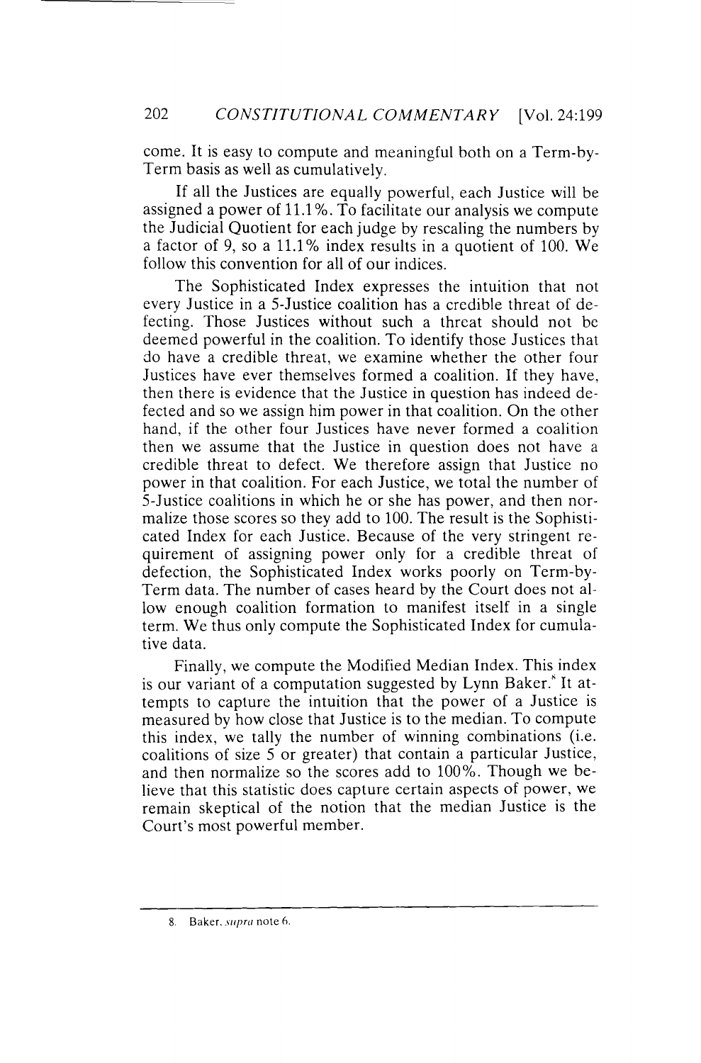come. It is easy to compute and meaningful both on a Term-by-Term basis as well as cumulatively.

If all the Justices are equally powerful, each Justice will be assigned a power of 11.1%. To facilitate our analysis we compute the Judicial Quotient for each judge by rescaling the numbers by a factor of 9, so a 11.1% index results in a quotient of 100. We follow this convention for all of our indices.

The Sophisticated Index expresses the intuition that not every Justice in a 5-Justice coalition has a credible threat of defecting. Those Justices without such a threat should not be deemed powerful in the coalition. To identify those Justices that do have a credible threat, we examine whether the other four Justices have ever themselves formed a coalition. If they have, then there is evidence that the Justice in question has indeed defected and so we assign him power in that coalition. On the other hand, if the other four Justices have never formed a coalition then we assume that the Justice in question does not have a credible threat to defect. We therefore assign that Justice no power in that coalition. For each Justice, we total the number of 5-Justice coalitions in which he or she has power, and then normalize those scores so they add to 100. The result is the Sophisticated Index for each Justice. Because of the very stringent requirement of assigning power only for a credible threat of defection, the Sophisticated Index works poorly on Term-by-Term data. The number of cases heard by the Court does not allow enough coalition formation to manifest itself in a single term. We thus only compute the Sophisticated Index for cumulative data.

Finally, we compute the Modified Median Index. This index is our variant of a computation suggested by Lynn Baker.[8] It attempts to capture the intuition that the power of a Justice is measured by how close that Justice is to the median. To compute this index, we tally the number of winning combinations (i.e. coalitions of size 5 or greater) that contain a particular Justice, and then normalize so the scores add to 100%. Though we believe that this statistic does capture certain aspects of power, we remain skeptical of the notion that the median Justice is the Court's most powerful member.

---

8. Baker, *supra* note 6.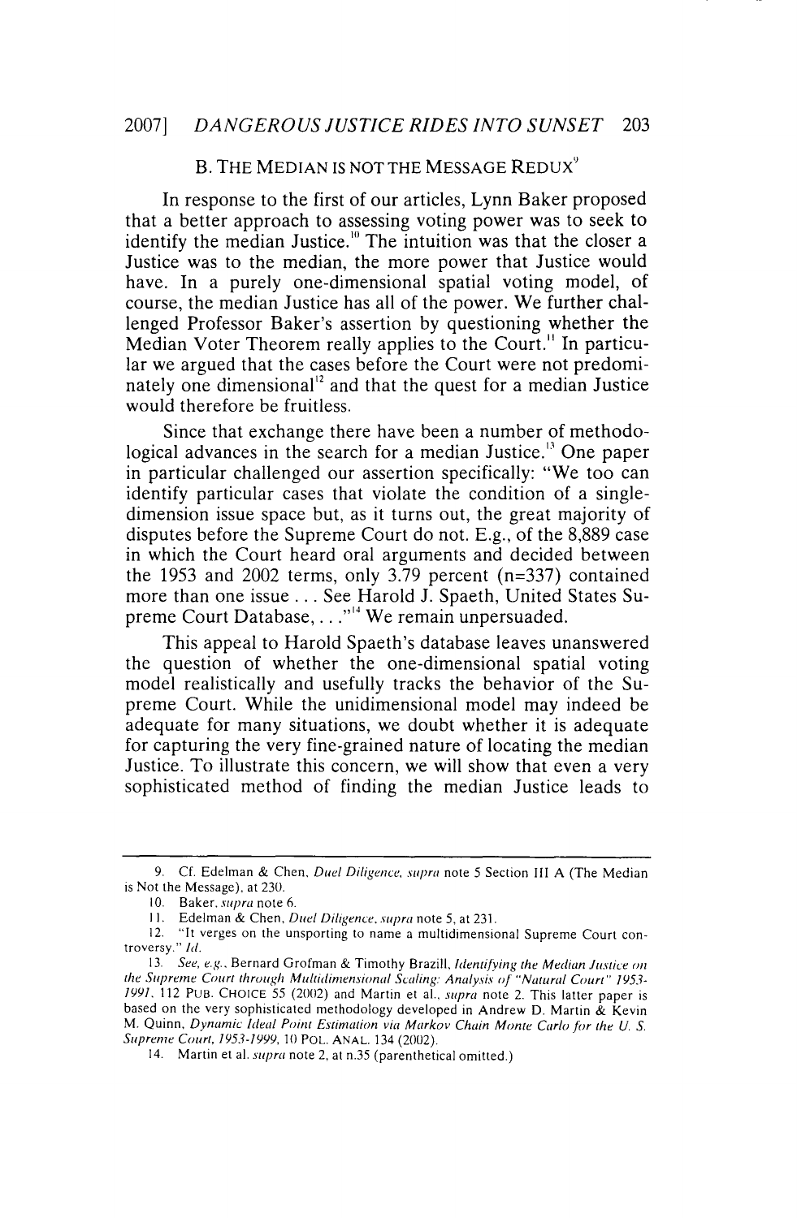### B. THE MEDIAN IS NOT THE MESSAGE REDUX[9]

In response to the first of our articles, Lynn Baker proposed that a better approach to assessing voting power was to seek to identify the median Justice.[10] The intuition was that the closer a Justice was to the median, the more power that Justice would have. In a purely one-dimensional spatial voting model, of course, the median Justice has all of the power. We further challenged Professor Baker's assertion by questioning whether the Median Voter Theorem really applies to the Court.[11] In particular we argued that the cases before the Court were not predominately one dimensional[12] and that the quest for a median Justice would therefore be fruitless.

Since that exchange there have been a number of methodological advances in the search for a median Justice.[13] One paper in particular challenged our assertion specifically: "We too can identify particular cases that violate the condition of a single-dimension issue space but, as it turns out, the great majority of disputes before the Supreme Court do not. E.g., of the 8,889 case in which the Court heard oral arguments and decided between the 1953 and 2002 terms, only 3.79 percent (n=337) contained more than one issue . . . See Harold J. Spaeth, United States Supreme Court Database, . . ."[14] We remain unpersuaded.

This appeal to Harold Spaeth's database leaves unanswered the question of whether the one-dimensional spatial voting model realistically and usefully tracks the behavior of the Supreme Court. While the unidimensional model may indeed be adequate for many situations, we doubt whether it is adequate for capturing the very fine-grained nature of locating the median Justice. To illustrate this concern, we will show that even a very sophisticated method of finding the median Justice leads to

---

9. Cf. Edelman & Chen, *Duel Diligence*, *supra* note 5 Section III A (The Median is Not the Message), at 230.

10. Baker, *supra* note 6.

11. Edelman & Chen, *Duel Diligence*, *supra* note 5, at 231.

12. "It verges on the unsporting to name a multidimensional Supreme Court controversy." *Id.*

13. *See, e.g.*, Bernard Grofman & Timothy Brazill, *Identifying the Median Justice on the Supreme Court through Multidimensional Scaling: Analysis of "Natural Court" 1953-1991*, 112 PUB. CHOICE 55 (2002) and Martin et al., *supra* note 2. This latter paper is based on the very sophisticated methodology developed in Andrew D. Martin & Kevin M. Quinn, *Dynamic Ideal Point Estimation via Markov Chain Monte Carlo for the U. S. Supreme Court, 1953-1999*, 10 POL. ANAL. 134 (2002).

14. Martin et al. *supra* note 2, at n.35 (parenthetical omitted.)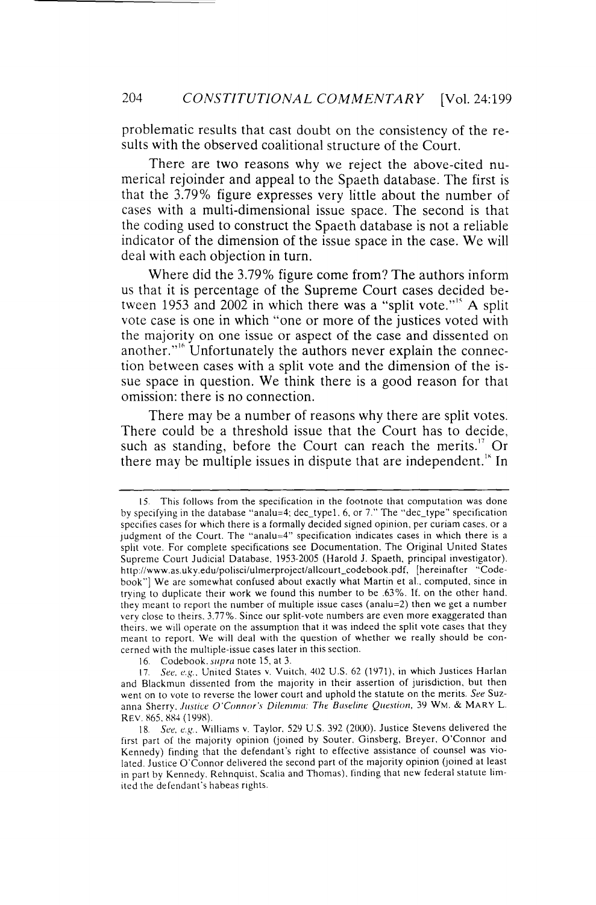problematic results that cast doubt on the consistency of the results with the observed coalitional structure of the Court.

There are two reasons why we reject the above-cited numerical rejoinder and appeal to the Spaeth database. The first is that the 3.79% figure expresses very little about the number of cases with a multi-dimensional issue space. The second is that the coding used to construct the Spaeth database is not a reliable indicator of the dimension of the issue space in the case. We will deal with each objection in turn.

Where did the 3.79% figure come from? The authors inform us that it is percentage of the Supreme Court cases decided between 1953 and 2002 in which there was a "split vote."[15] A split vote case is one in which "one or more of the justices voted with the majority on one issue or aspect of the case and dissented on another."[16] Unfortunately the authors never explain the connection between cases with a split vote and the dimension of the issue space in question. We think there is a good reason for that omission: there is no connection.

There may be a number of reasons why there are split votes. There could be a threshold issue that the Court has to decide, such as standing, before the Court can reach the merits.[17] Or there may be multiple issues in dispute that are independent.[18] In

---

15. This follows from the specification in the footnote that computation was done by specifying in the database "analu=4; dec_type1, 6, or 7." The "dec_type" specification specifies cases for which there is a formally decided signed opinion, per curiam cases, or a judgment of the Court. The "analu=4" specification indicates cases in which there is a split vote. For complete specifications see Documentation, The Original United States Supreme Court Judicial Database, 1953-2005 (Harold J. Spaeth, principal investigator), http://www.as.uky.edu/polisci/ulmerproject/allcourt_codebook.pdf, [hereinafter "Codebook"] We are somewhat confused about exactly what Martin et al., computed, since in trying to duplicate their work we found this number to be .63%. If, on the other hand, they meant to report the number of multiple issue cases (analu=2) then we get a number very close to theirs, 3.77%. Since our split-vote numbers are even more exaggerated than theirs, we will operate on the assumption that it was indeed the split vote cases that they meant to report. We will deal with the question of whether we really should be concerned with the multiple-issue cases later in this section.

16. Codebook, *supra* note 15, at 3.

17. *See, e.g.*, United States v. Vuitch, 402 U.S. 62 (1971), in which Justices Harlan and Blackmun dissented from the majority in their assertion of jurisdiction, but then went on to vote to reverse the lower court and uphold the statute on the merits. *See* Suzanna Sherry, *Justice O'Connor's Dilemma: The Baseline Question*, 39 WM. & MARY L. REV. 865, 884 (1998).

18. *See, e.g.*, Williams v. Taylor, 529 U.S. 392 (2000). Justice Stevens delivered the first part of the majority opinion (joined by Souter, Ginsberg, Breyer, O'Connor and Kennedy) finding that the defendant's right to effective assistance of counsel was violated. Justice O'Connor delivered the second part of the majority opinion (joined at least in part by Kennedy, Rehnquist, Scalia and Thomas), finding that new federal statute limited the defendant's habeas rights.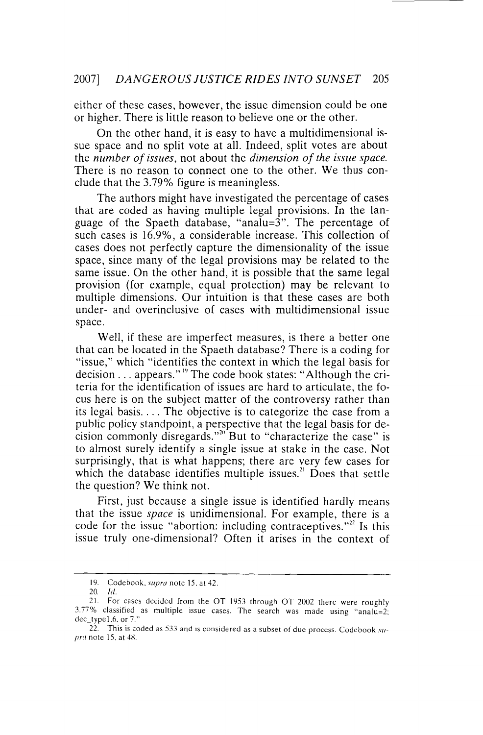either of these cases, however, the issue dimension could be one or higher. There is little reason to believe one or the other.

On the other hand, it is easy to have a multidimensional issue space and no split vote at all. Indeed, split votes are about the *number of issues*, not about the *dimension of the issue space.* There is no reason to connect one to the other. We thus conclude that the 3.79% figure is meaningless.

The authors might have investigated the percentage of cases that are coded as having multiple legal provisions. In the language of the Spaeth database, "analu=3". The percentage of such cases is 16.9%, a considerable increase. This collection of cases does not perfectly capture the dimensionality of the issue space, since many of the legal provisions may be related to the same issue. On the other hand, it is possible that the same legal provision (for example, equal protection) may be relevant to multiple dimensions. Our intuition is that these cases are both under- and overinclusive of cases with multidimensional issue space.

Well, if these are imperfect measures, is there a better one that can be located in the Spaeth database? There is a coding for "issue," which "identifies the context in which the legal basis for decision . . . appears."[19] The code book states: "Although the criteria for the identification of issues are hard to articulate, the focus here is on the subject matter of the controversy rather than its legal basis. . . . The objective is to categorize the case from a public policy standpoint, a perspective that the legal basis for decision commonly disregards."[20] But to "characterize the case" is to almost surely identify a single issue at stake in the case. Not surprisingly, that is what happens; there are very few cases for which the database identifies multiple issues.[21] Does that settle the question? We think not.

First, just because a single issue is identified hardly means that the issue *space* is unidimensional. For example, there is a code for the issue "abortion: including contraceptives."[22] Is this issue truly one-dimensional? Often it arises in the context of

---

19. Codebook, *supra* note 15, at 42.

20. *Id.*

21. For cases decided from the OT 1953 through OT 2002 there were roughly 3.77% classified as multiple issue cases. The search was made using "analu=2; dec_type1,6, or 7."

22. This is coded as 533 and is considered as a subset of due process. Codebook *supra* note 15, at 48.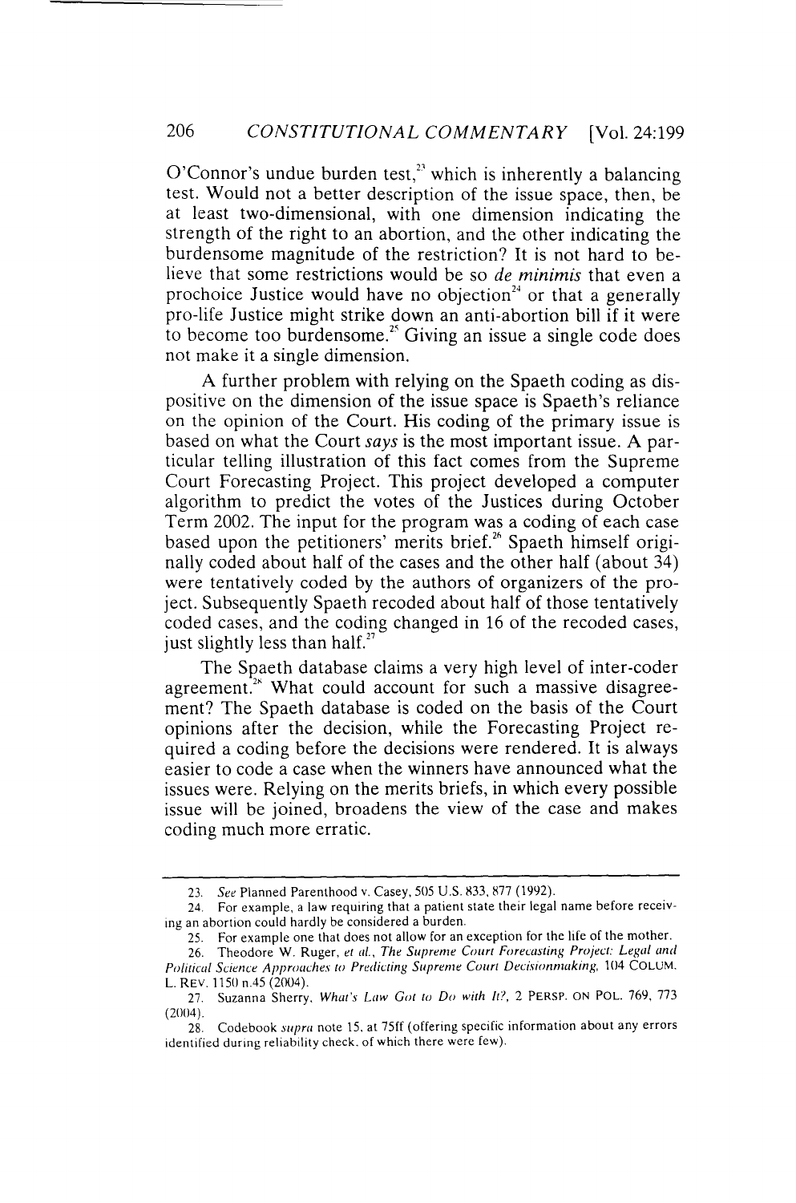O'Connor's undue burden test,[23] which is inherently a balancing test. Would not a better description of the issue space, then, be at least two-dimensional, with one dimension indicating the strength of the right to an abortion, and the other indicating the burdensome magnitude of the restriction? It is not hard to believe that some restrictions would be so *de minimis* that even a prochoice Justice would have no objection[24] or that a generally pro-life Justice might strike down an anti-abortion bill if it were to become too burdensome.[25] Giving an issue a single code does not make it a single dimension.

A further problem with relying on the Spaeth coding as dispositive on the dimension of the issue space is Spaeth's reliance on the opinion of the Court. His coding of the primary issue is based on what the Court *says* is the most important issue. A particular telling illustration of this fact comes from the Supreme Court Forecasting Project. This project developed a computer algorithm to predict the votes of the Justices during October Term 2002. The input for the program was a coding of each case based upon the petitioners' merits brief.[26] Spaeth himself originally coded about half of the cases and the other half (about 34) were tentatively coded by the authors of organizers of the project. Subsequently Spaeth recoded about half of those tentatively coded cases, and the coding changed in 16 of the recoded cases, just slightly less than half.[27]

The Spaeth database claims a very high level of inter-coder agreement.[28] What could account for such a massive disagreement? The Spaeth database is coded on the basis of the Court opinions after the decision, while the Forecasting Project required a coding before the decisions were rendered. It is always easier to code a case when the winners have announced what the issues were. Relying on the merits briefs, in which every possible issue will be joined, broadens the view of the case and makes coding much more erratic.

---

23. *See* Planned Parenthood v. Casey, 505 U.S. 833, 877 (1992).

24. For example, a law requiring that a patient state their legal name before receiving an abortion could hardly be considered a burden.

25. For example one that does not allow for an exception for the life of the mother.

26. Theodore W. Ruger, *et al.*, *The Supreme Court Forecasting Project: Legal and Political Science Approaches to Predicting Supreme Court Decisionmaking*, 104 COLUM. L. REV. 1150 n.45 (2004).

27. Suzanna Sherry, *What's Law Got to Do with It?*, 2 PERSP. ON POL. 769, 773 (2004).

28. Codebook *supra* note 15, at 75ff (offering specific information about any errors identified during reliability check, of which there were few).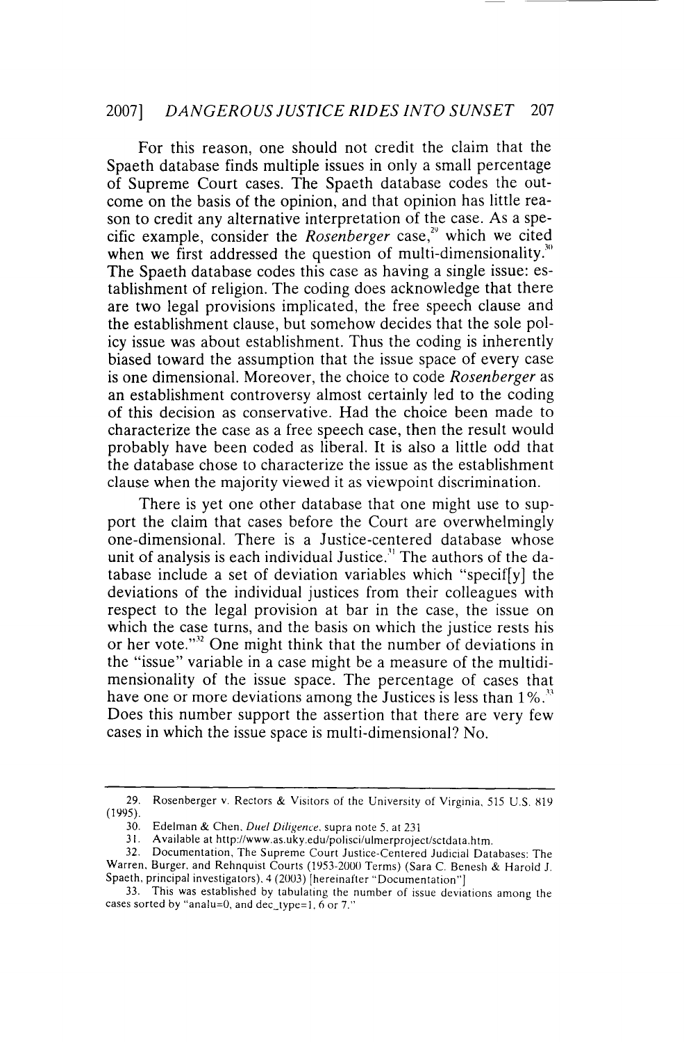For this reason, one should not credit the claim that the Spaeth database finds multiple issues in only a small percentage of Supreme Court cases. The Spaeth database codes the outcome on the basis of the opinion, and that opinion has little reason to credit any alternative interpretation of the case. As a specific example, consider the *Rosenberger* case,[29] which we cited when we first addressed the question of multi-dimensionality.[30] The Spaeth database codes this case as having a single issue: establishment of religion. The coding does acknowledge that there are two legal provisions implicated, the free speech clause and the establishment clause, but somehow decides that the sole policy issue was about establishment. Thus the coding is inherently biased toward the assumption that the issue space of every case is one dimensional. Moreover, the choice to code *Rosenberger* as an establishment controversy almost certainly led to the coding of this decision as conservative. Had the choice been made to characterize the case as a free speech case, then the result would probably have been coded as liberal. It is also a little odd that the database chose to characterize the issue as the establishment clause when the majority viewed it as viewpoint discrimination.

There is yet one other database that one might use to support the claim that cases before the Court are overwhelmingly one-dimensional. There is a Justice-centered database whose unit of analysis is each individual Justice.[31] The authors of the database include a set of deviation variables which "specif[y] the deviations of the individual justices from their colleagues with respect to the legal provision at bar in the case, the issue on which the case turns, and the basis on which the justice rests his or her vote."[32] One might think that the number of deviations in the "issue" variable in a case might be a measure of the multidimensionality of the issue space. The percentage of cases that have one or more deviations among the Justices is less than 1%.[33] Does this number support the assertion that there are very few cases in which the issue space is multi-dimensional? No.

---

29. Rosenberger v. Rectors & Visitors of the University of Virginia, 515 U.S. 819 (1995).

30. Edelman & Chen, *Duel Diligence*, supra note 5, at 231

31. Available at http://www.as.uky.edu/polisci/ulmerproject/sctdata.htm.

32. Documentation, The Supreme Court Justice-Centered Judicial Databases: The Warren, Burger, and Rehnquist Courts (1953-2000 Terms) (Sara C. Benesh & Harold J. Spaeth, principal investigators), 4 (2003) [hereinafter "Documentation"]

33. This was established by tabulating the number of issue deviations among the cases sorted by "analu=0, and dec_type=1, 6 or 7."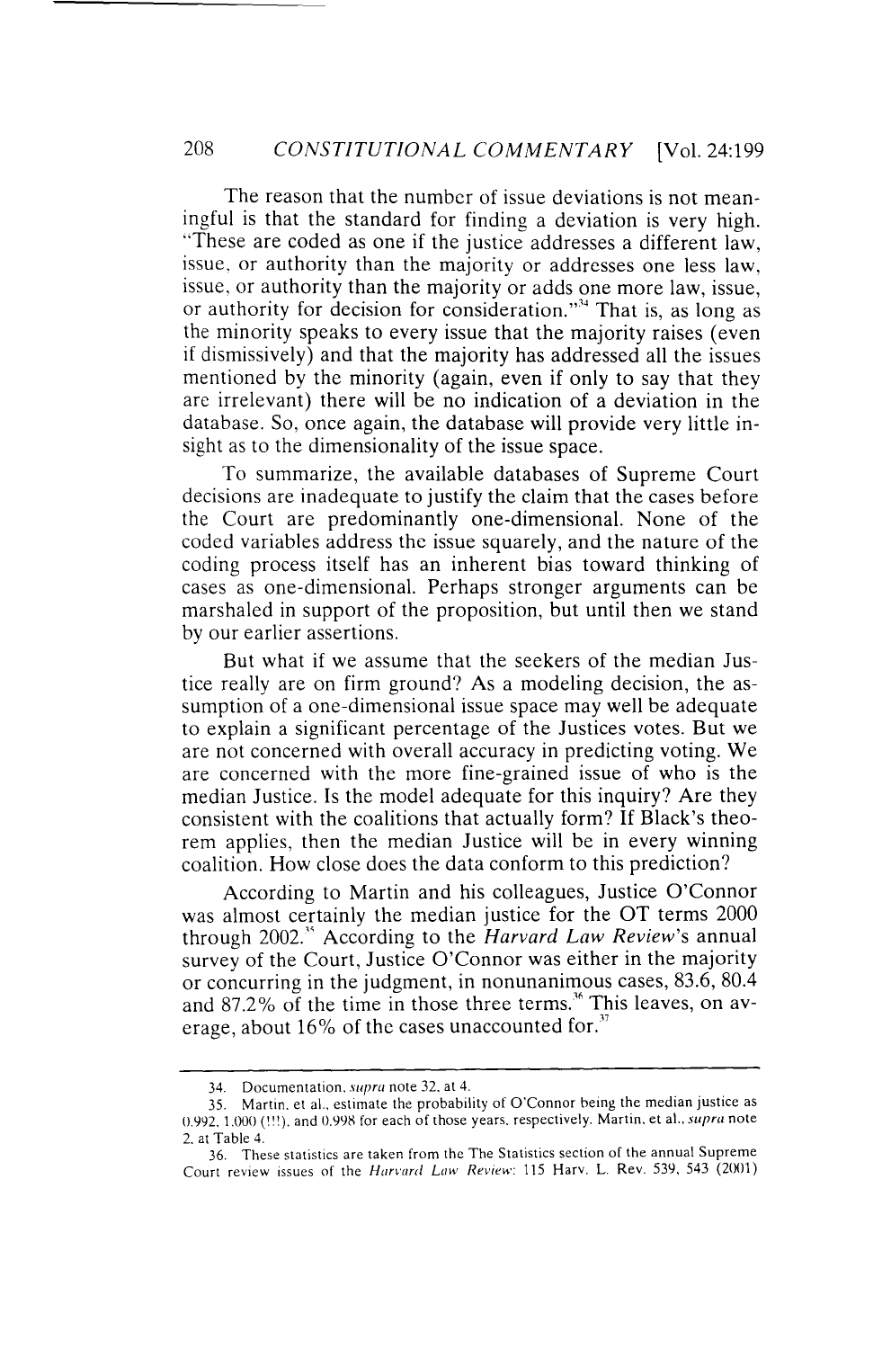The reason that the number of issue deviations is not meaningful is that the standard for finding a deviation is very high. "These are coded as one if the justice addresses a different law, issue, or authority than the majority or addresses one less law, issue, or authority than the majority or adds one more law, issue, or authority for decision for consideration."[34] That is, as long as the minority speaks to every issue that the majority raises (even if dismissively) and that the majority has addressed all the issues mentioned by the minority (again, even if only to say that they are irrelevant) there will be no indication of a deviation in the database. So, once again, the database will provide very little insight as to the dimensionality of the issue space.

To summarize, the available databases of Supreme Court decisions are inadequate to justify the claim that the cases before the Court are predominantly one-dimensional. None of the coded variables address the issue squarely, and the nature of the coding process itself has an inherent bias toward thinking of cases as one-dimensional. Perhaps stronger arguments can be marshaled in support of the proposition, but until then we stand by our earlier assertions.

But what if we assume that the seekers of the median Justice really are on firm ground? As a modeling decision, the assumption of a one-dimensional issue space may well be adequate to explain a significant percentage of the Justices votes. But we are not concerned with overall accuracy in predicting voting. We are concerned with the more fine-grained issue of who is the median Justice. Is the model adequate for this inquiry? Are they consistent with the coalitions that actually form? If Black's theorem applies, then the median Justice will be in every winning coalition. How close does the data conform to this prediction?

According to Martin and his colleagues, Justice O'Connor was almost certainly the median justice for the OT terms 2000 through 2002.[35] According to the *Harvard Law Review*'s annual survey of the Court, Justice O'Connor was either in the majority or concurring in the judgment, in nonunanimous cases, 83.6, 80.4 and 87.2% of the time in those three terms.[36] This leaves, on average, about 16% of the cases unaccounted for.[37]

---

34. Documentation, *supra* note 32, at 4.

35. Martin, et al., estimate the probability of O'Connor being the median justice as 0.992, 1.000 (!!!), and 0.998 for each of those years, respectively. Martin, et al., *supra* note 2, at Table 4.

36. These statistics are taken from the The Statistics section of the annual Supreme Court review issues of the *Harvard Law Review*: 115 Harv. L. Rev. 539, 543 (2001)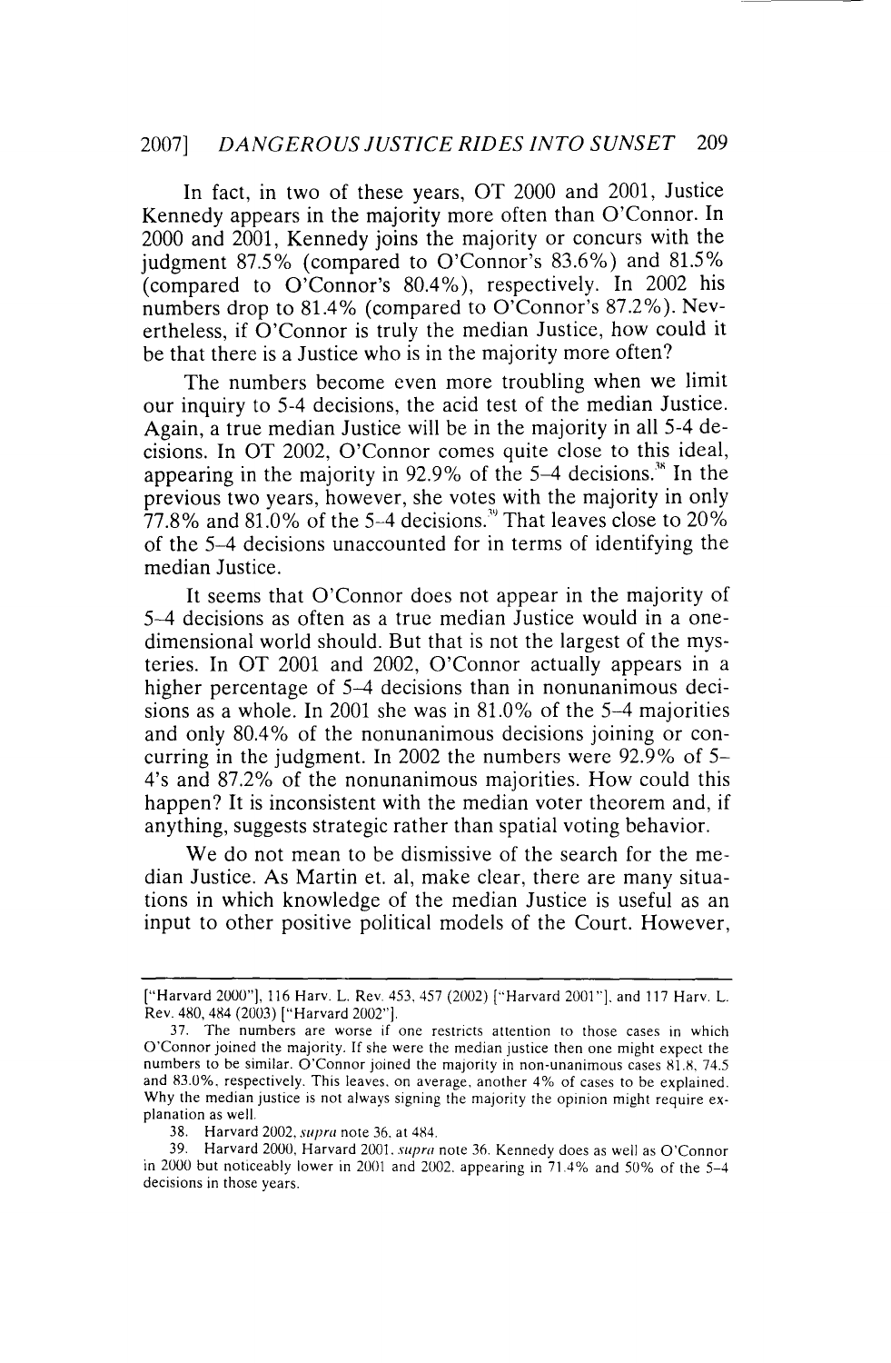In fact, in two of these years, OT 2000 and 2001, Justice Kennedy appears in the majority more often than O'Connor. In 2000 and 2001, Kennedy joins the majority or concurs with the judgment 87.5% (compared to O'Connor's 83.6%) and 81.5% (compared to O'Connor's 80.4%), respectively. In 2002 his numbers drop to 81.4% (compared to O'Connor's 87.2%). Nevertheless, if O'Connor is truly the median Justice, how could it be that there is a Justice who is in the majority more often?

The numbers become even more troubling when we limit our inquiry to 5-4 decisions, the acid test of the median Justice. Again, a true median Justice will be in the majority in all 5-4 decisions. In OT 2002, O'Connor comes quite close to this ideal, appearing in the majority in 92.9% of the 5-4 decisions.[38] In the previous two years, however, she votes with the majority in only 77.8% and 81.0% of the 5-4 decisions.[39] That leaves close to 20% of the 5-4 decisions unaccounted for in terms of identifying the median Justice.

It seems that O'Connor does not appear in the majority of 5-4 decisions as often as a true median Justice would in a one-dimensional world should. But that is not the largest of the mysteries. In OT 2001 and 2002, O'Connor actually appears in a higher percentage of 5-4 decisions than in nonunanimous decisions as a whole. In 2001 she was in 81.0% of the 5-4 majorities and only 80.4% of the nonunanimous decisions joining or concurring in the judgment. In 2002 the numbers were 92.9% of 5-4's and 87.2% of the nonunanimous majorities. How could this happen? It is inconsistent with the median voter theorem and, if anything, suggests strategic rather than spatial voting behavior.

We do not mean to be dismissive of the search for the median Justice. As Martin et. al, make clear, there are many situations in which knowledge of the median Justice is useful as an input to other positive political models of the Court. However,

---

["Harvard 2000"], 116 Harv. L. Rev. 453, 457 (2002) ["Harvard 2001"], and 117 Harv. L. Rev. 480, 484 (2003) ["Harvard 2002"].

37. The numbers are worse if one restricts attention to those cases in which O'Connor joined the majority. If she were the median justice then one might expect the numbers to be similar. O'Connor joined the majority in non-unanimous cases 81.8, 74.5 and 83.0%, respectively. This leaves, on average, another 4% of cases to be explained. Why the median justice is not always signing the majority the opinion might require explanation as well.

38. Harvard 2002, *supra* note 36, at 484.

39. Harvard 2000, Harvard 2001, *supra* note 36. Kennedy does as well as O'Connor in 2000 but noticeably lower in 2001 and 2002, appearing in 71.4% and 50% of the 5-4 decisions in those years.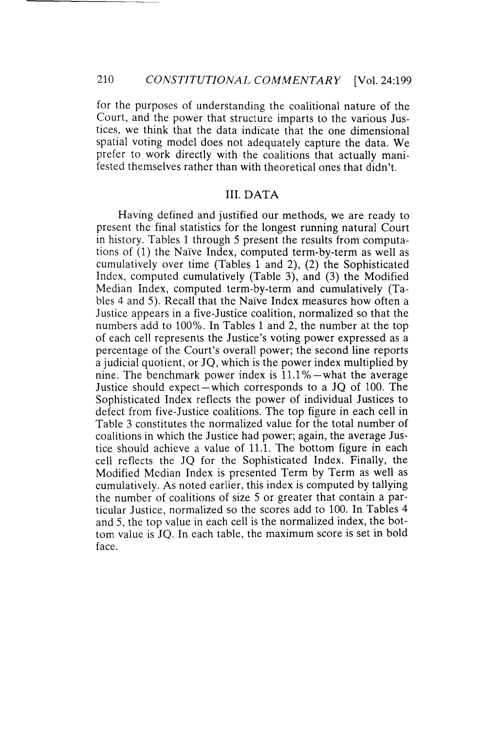for the purposes of understanding the coalitional nature of the Court, and the power that structure imparts to the various Justices, we think that the data indicate that the one dimensional spatial voting model does not adequately capture the data. We prefer to work directly with the coalitions that actually manifested themselves rather than with theoretical ones that didn't.

## III. DATA

Having defined and justified our methods, we are ready to present the final statistics for the longest running natural Court in history. Tables 1 through 5 present the results from computations of (1) the Naïve Index, computed term-by-term as well as cumulatively over time (Tables 1 and 2), (2) the Sophisticated Index, computed cumulatively (Table 3), and (3) the Modified Median Index, computed term-by-term and cumulatively (Tables 4 and 5). Recall that the Naïve Index measures how often a Justice appears in a five-Justice coalition, normalized so that the numbers add to 100%. In Tables 1 and 2, the number at the top of each cell represents the Justice's voting power expressed as a percentage of the Court's overall power; the second line reports a judicial quotient, or JQ, which is the power index multiplied by nine. The benchmark power index is 11.1%—what the average Justice should expect—which corresponds to a JQ of 100. The Sophisticated Index reflects the power of individual Justices to defect from five-Justice coalitions. The top figure in each cell in Table 3 constitutes the normalized value for the total number of coalitions in which the Justice had power; again, the average Justice should achieve a value of 11.1. The bottom figure in each cell reflects the JQ for the Sophisticated Index. Finally, the Modified Median Index is presented Term by Term as well as cumulatively. As noted earlier, this index is computed by tallying the number of coalitions of size 5 or greater that contain a particular Justice, normalized so the scores add to 100. In Tables 4 and 5, the top value in each cell is the normalized index, the bottom value is JQ. In each table, the maximum score is set in bold face.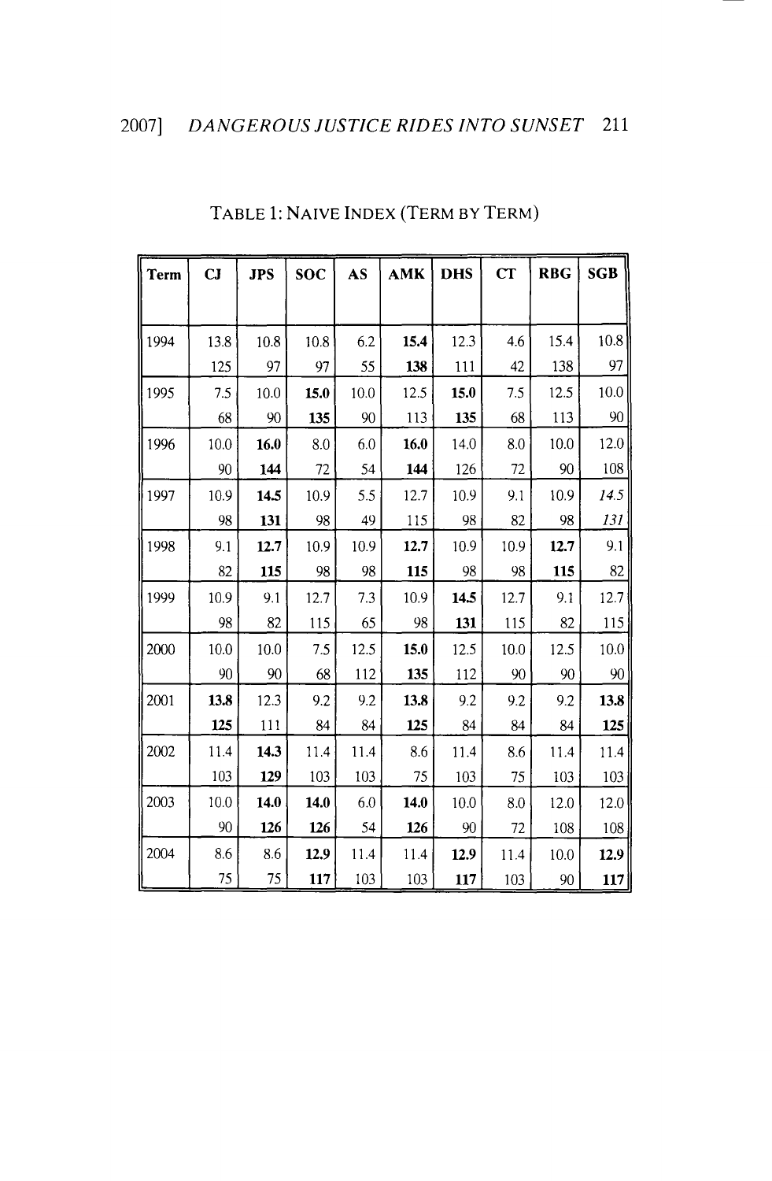TABLE 1: NAIVE INDEX (TERM BY TERM)

| Term | CJ | JPS | SOC | AS | AMK | DHS | CT | RBG | SGB |
|---|---|---|---|---|---|---|---|---|---|
| 1994 | 13.8 | 10.8 | 10.8 | 6.2 | **15.4** | 12.3 | 4.6 | 15.4 | 10.8 |
| | 125 | 97 | 97 | 55 | **138** | 111 | 42 | 138 | 97 |
| 1995 | 7.5 | 10.0 | **15.0** | 10.0 | 12.5 | **15.0** | 7.5 | 12.5 | 10.0 |
| | 68 | 90 | **135** | 90 | 113 | **135** | 68 | 113 | 90 |
| 1996 | 10.0 | **16.0** | 8.0 | 6.0 | **16.0** | 14.0 | 8.0 | 10.0 | 12.0 |
| | 90 | **144** | 72 | 54 | **144** | 126 | 72 | 90 | 108 |
| 1997 | 10.9 | **14.5** | 10.9 | 5.5 | 12.7 | 10.9 | 9.1 | 10.9 | *14.5* |
| | 98 | **131** | 98 | 49 | 115 | 98 | 82 | 98 | *131* |
| 1998 | 9.1 | **12.7** | 10.9 | 10.9 | **12.7** | 10.9 | 10.9 | **12.7** | 9.1 |
| | 82 | **115** | 98 | 98 | **115** | 98 | 98 | **115** | 82 |
| 1999 | 10.9 | 9.1 | 12.7 | 7.3 | 10.9 | **14.5** | 12.7 | 9.1 | 12.7 |
| | 98 | 82 | 115 | 65 | 98 | **131** | 115 | 82 | 115 |
| 2000 | 10.0 | 10.0 | 7.5 | 12.5 | **15.0** | 12.5 | 10.0 | 12.5 | 10.0 |
| | 90 | 90 | 68 | 112 | **135** | 112 | 90 | 90 | 90 |
| 2001 | **13.8** | 12.3 | 9.2 | 9.2 | **13.8** | 9.2 | 9.2 | 9.2 | **13.8** |
| | **125** | 111 | 84 | 84 | **125** | 84 | 84 | 84 | **125** |
| 2002 | 11.4 | **14.3** | 11.4 | 11.4 | 8.6 | 11.4 | 8.6 | 11.4 | 11.4 |
| | 103 | **129** | 103 | 103 | 75 | 103 | 75 | 103 | 103 |
| 2003 | 10.0 | **14.0** | **14.0** | 6.0 | **14.0** | 10.0 | 8.0 | 12.0 | 12.0 |
| | 90 | **126** | **126** | 54 | **126** | 90 | 72 | 108 | 108 |
| 2004 | 8.6 | 8.6 | **12.9** | 11.4 | 11.4 | **12.9** | 11.4 | 10.0 | **12.9** |
| | 75 | 75 | **117** | 103 | 103 | **117** | 103 | 90 | **117** |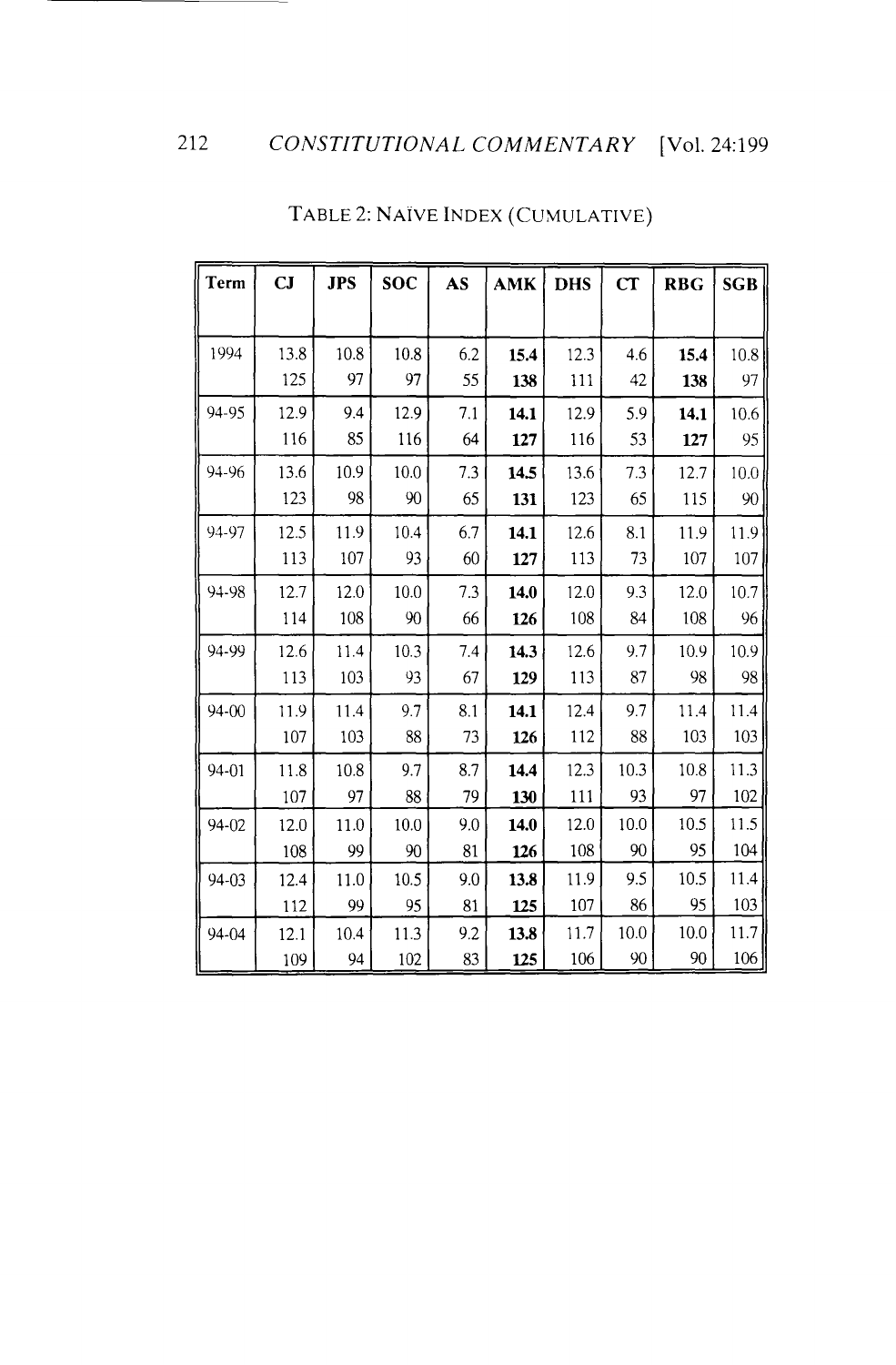TABLE 2: NAÏVE INDEX (CUMULATIVE)

| Term | CJ | JPS | SOC | AS | AMK | DHS | CT | RBG | SGB |
|---|---|---|---|---|---|---|---|---|---|
| 1994 | 13.8<br>125 | 10.8<br>97 | 10.8<br>97 | 6.2<br>55 | **15.4**<br>**138** | 12.3<br>111 | 4.6<br>42 | **15.4**<br>**138** | 10.8<br>97 |
| 94-95 | 12.9<br>116 | 9.4<br>85 | 12.9<br>116 | 7.1<br>64 | **14.1**<br>**127** | 12.9<br>116 | 5.9<br>53 | **14.1**<br>**127** | 10.6<br>95 |
| 94-96 | 13.6<br>123 | 10.9<br>98 | 10.0<br>90 | 7.3<br>65 | **14.5**<br>**131** | 13.6<br>123 | 7.3<br>65 | 12.7<br>115 | 10.0<br>90 |
| 94-97 | 12.5<br>113 | 11.9<br>107 | 10.4<br>93 | 6.7<br>60 | **14.1**<br>**127** | 12.6<br>113 | 8.1<br>73 | 11.9<br>107 | 11.9<br>107 |
| 94-98 | 12.7<br>114 | 12.0<br>108 | 10.0<br>90 | 7.3<br>66 | **14.0**<br>**126** | 12.0<br>108 | 9.3<br>84 | 12.0<br>108 | 10.7<br>96 |
| 94-99 | 12.6<br>113 | 11.4<br>103 | 10.3<br>93 | 7.4<br>67 | **14.3**<br>**129** | 12.6<br>113 | 9.7<br>87 | 10.9<br>98 | 10.9<br>98 |
| 94-00 | 11.9<br>107 | 11.4<br>103 | 9.7<br>88 | 8.1<br>73 | **14.1**<br>**126** | 12.4<br>112 | 9.7<br>88 | 11.4<br>103 | 11.4<br>103 |
| 94-01 | 11.8<br>107 | 10.8<br>97 | 9.7<br>88 | 8.7<br>79 | **14.4**<br>**130** | 12.3<br>111 | 10.3<br>93 | 10.8<br>97 | 11.3<br>102 |
| 94-02 | 12.0<br>108 | 11.0<br>99 | 10.0<br>90 | 9.0<br>81 | **14.0**<br>**126** | 12.0<br>108 | 10.0<br>90 | 10.5<br>95 | 11.5<br>104 |
| 94-03 | 12.4<br>112 | 11.0<br>99 | 10.5<br>95 | 9.0<br>81 | **13.8**<br>**125** | 11.9<br>107 | 9.5<br>86 | 10.5<br>95 | 11.4<br>103 |
| 94-04 | 12.1<br>109 | 10.4<br>94 | 11.3<br>102 | 9.2<br>83 | **13.8**<br>**125** | 11.7<br>106 | 10.0<br>90 | 10.0<br>90 | 11.7<br>106 |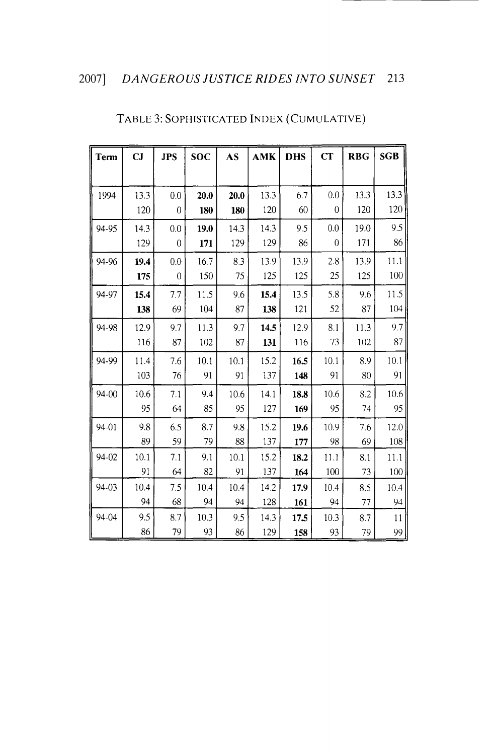TABLE 3: SOPHISTICATED INDEX (CUMULATIVE)

| Term | CJ | JPS | SOC | AS | AMK | DHS | CT | RBG | SGB |
|---|---|---|---|---|---|---|---|---|---|
| 1994 | 13.3<br>120 | 0.0<br>0 | **20.0**<br>**180** | **20.0**<br>**180** | 13.3<br>120 | 6.7<br>60 | 0.0<br>0 | 13.3<br>120 | 13.3<br>120 |
| 94-95 | 14.3<br>129 | 0.0<br>0 | **19.0**<br>**171** | 14.3<br>129 | 14.3<br>129 | 9.5<br>86 | 0.0<br>0 | 19.0<br>171 | 9.5<br>86 |
| 94-96 | **19.4**<br>**175** | 0.0<br>0 | 16.7<br>150 | 8.3<br>75 | 13.9<br>125 | 13.9<br>125 | 2.8<br>25 | 13.9<br>125 | 11.1<br>100 |
| 94-97 | **15.4**<br>**138** | 7.7<br>69 | 11.5<br>104 | 9.6<br>87 | **15.4**<br>**138** | 13.5<br>121 | 5.8<br>52 | 9.6<br>87 | 11.5<br>104 |
| 94-98 | 12.9<br>116 | 9.7<br>87 | 11.3<br>102 | 9.7<br>87 | **14.5**<br>**131** | 12.9<br>116 | 8.1<br>73 | 11.3<br>102 | 9.7<br>87 |
| 94-99 | 11.4<br>103 | 7.6<br>76 | 10.1<br>91 | 10.1<br>91 | 15.2<br>137 | **16.5**<br>**148** | 10.1<br>91 | 8.9<br>80 | 10.1<br>91 |
| 94-00 | 10.6<br>95 | 7.1<br>64 | 9.4<br>85 | 10.6<br>95 | 14.1<br>127 | **18.8**<br>**169** | 10.6<br>95 | 8.2<br>74 | 10.6<br>95 |
| 94-01 | 9.8<br>89 | 6.5<br>59 | 8.7<br>79 | 9.8<br>88 | 15.2<br>137 | **19.6**<br>**177** | 10.9<br>98 | 7.6<br>69 | 12.0<br>108 |
| 94-02 | 10.1<br>91 | 7.1<br>64 | 9.1<br>82 | 10.1<br>91 | 15.2<br>137 | **18.2**<br>**164** | 11.1<br>100 | 8.1<br>73 | 11.1<br>100 |
| 94-03 | 10.4<br>94 | 7.5<br>68 | 10.4<br>94 | 10.4<br>94 | 14.2<br>128 | **17.9**<br>**161** | 10.4<br>94 | 8.5<br>77 | 10.4<br>94 |
| 94-04 | 9.5<br>86 | 8.7<br>79 | 10.3<br>93 | 9.5<br>86 | 14.3<br>129 | **17.5**<br>**158** | 10.3<br>93 | 8.7<br>79 | 11<br>99 |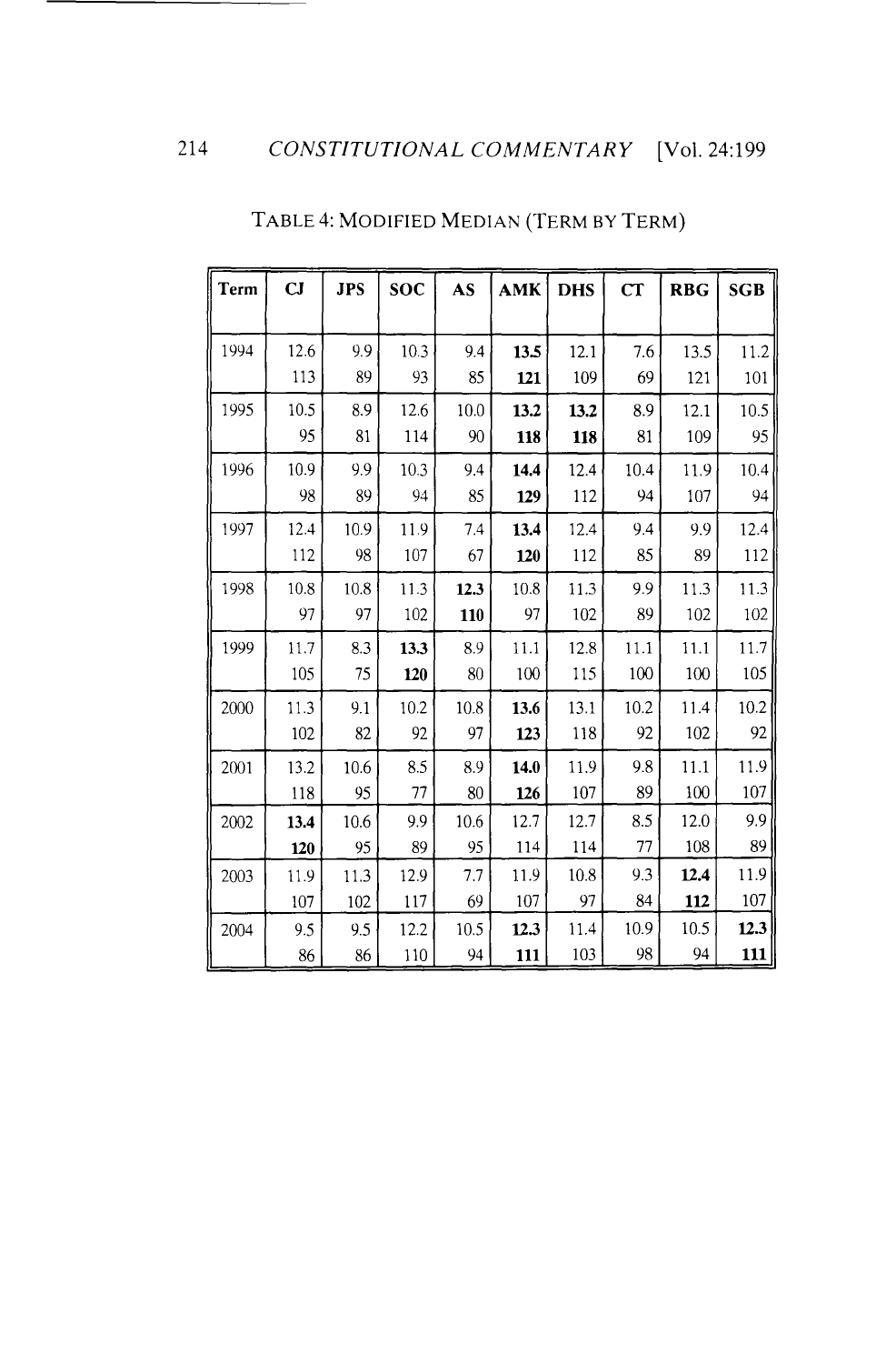TABLE 4: MODIFIED MEDIAN (TERM BY TERM)

| Term | CJ | JPS | SOC | AS | AMK | DHS | CT | RBG | SGB |
|---|---|---|---|---|---|---|---|---|---|
| 1994 | 12.6<br>113 | 9.9<br>89 | 10.3<br>93 | 9.4<br>85 | **13.5**<br>**121** | 12.1<br>109 | 7.6<br>69 | 13.5<br>121 | 11.2<br>101 |
| 1995 | 10.5<br>95 | 8.9<br>81 | 12.6<br>114 | 10.0<br>90 | **13.2**<br>**118** | **13.2**<br>**118** | 8.9<br>81 | 12.1<br>109 | 10.5<br>95 |
| 1996 | 10.9<br>98 | 9.9<br>89 | 10.3<br>94 | 9.4<br>85 | **14.4**<br>**129** | 12.4<br>112 | 10.4<br>94 | 11.9<br>107 | 10.4<br>94 |
| 1997 | 12.4<br>112 | 10.9<br>98 | 11.9<br>107 | 7.4<br>67 | **13.4**<br>**120** | 12.4<br>112 | 9.4<br>85 | 9.9<br>89 | 12.4<br>112 |
| 1998 | 10.8<br>97 | 10.8<br>97 | 11.3<br>102 | **12.3**<br>**110** | 10.8<br>97 | 11.3<br>102 | 9.9<br>89 | 11.3<br>102 | 11.3<br>102 |
| 1999 | 11.7<br>105 | 8.3<br>75 | **13.3**<br>**120** | 8.9<br>80 | 11.1<br>100 | 12.8<br>115 | 11.1<br>100 | 11.1<br>100 | 11.7<br>105 |
| 2000 | 11.3<br>102 | 9.1<br>82 | 10.2<br>92 | 10.8<br>97 | **13.6**<br>**123** | 13.1<br>118 | 10.2<br>92 | 11.4<br>102 | 10.2<br>92 |
| 2001 | 13.2<br>118 | 10.6<br>95 | 8.5<br>77 | 8.9<br>80 | **14.0**<br>**126** | 11.9<br>107 | 9.8<br>89 | 11.1<br>100 | 11.9<br>107 |
| 2002 | **13.4**<br>**120** | 10.6<br>95 | 9.9<br>89 | 10.6<br>95 | 12.7<br>114 | 12.7<br>114 | 8.5<br>77 | 12.0<br>108 | 9.9<br>89 |
| 2003 | 11.9<br>107 | 11.3<br>102 | 12.9<br>117 | 7.7<br>69 | 11.9<br>107 | 10.8<br>97 | 9.3<br>84 | **12.4**<br>**112** | 11.9<br>107 |
| 2004 | 9.5<br>86 | 9.5<br>86 | 12.2<br>110 | 10.5<br>94 | **12.3**<br>**111** | 11.4<br>103 | 10.9<br>98 | 10.5<br>94 | **12.3**<br>**111** |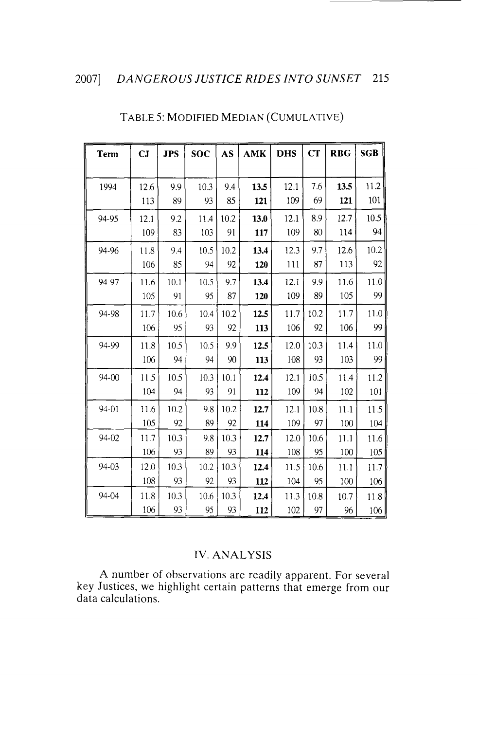TABLE 5: MODIFIED MEDIAN (CUMULATIVE)

| Term | CJ | JPS | SOC | AS | AMK | DHS | CT | RBG | SGB |
|---|---|---|---|---|---|---|---|---|---|
| 1994 | 12.6<br>113 | 9.9<br>89 | 10.3<br>93 | 9.4<br>85 | **13.5**<br>**121** | 12.1<br>109 | 7.6<br>69 | **13.5**<br>**121** | 11.2<br>101 |
| 94-95 | 12.1<br>109 | 9.2<br>83 | 11.4<br>103 | 10.2<br>91 | **13.0**<br>**117** | 12.1<br>109 | 8.9<br>80 | 12.7<br>114 | 10.5<br>94 |
| 94-96 | 11.8<br>106 | 9.4<br>85 | 10.5<br>94 | 10.2<br>92 | **13.4**<br>**120** | 12.3<br>111 | 9.7<br>87 | 12.6<br>113 | 10.2<br>92 |
| 94-97 | 11.6<br>105 | 10.1<br>91 | 10.5<br>95 | 9.7<br>87 | **13.4**<br>**120** | 12.1<br>109 | 9.9<br>89 | 11.6<br>105 | 11.0<br>99 |
| 94-98 | 11.7<br>106 | 10.6<br>95 | 10.4<br>93 | 10.2<br>92 | **12.5**<br>**113** | 11.7<br>106 | 10.2<br>92 | 11.7<br>106 | 11.0<br>99 |
| 94-99 | 11.8<br>106 | 10.5<br>94 | 10.5<br>94 | 9.9<br>90 | **12.5**<br>**113** | 12.0<br>108 | 10.3<br>93 | 11.4<br>103 | 11.0<br>99 |
| 94-00 | 11.5<br>104 | 10.5<br>94 | 10.3<br>93 | 10.1<br>91 | **12.4**<br>**112** | 12.1<br>109 | 10.5<br>94 | 11.4<br>102 | 11.2<br>101 |
| 94-01 | 11.6<br>105 | 10.2<br>92 | 9.8<br>89 | 10.2<br>92 | **12.7**<br>**114** | 12.1<br>109 | 10.8<br>97 | 11.1<br>100 | 11.5<br>104 |
| 94-02 | 11.7<br>106 | 10.3<br>93 | 9.8<br>89 | 10.3<br>93 | **12.7**<br>**114** | 12.0<br>108 | 10.6<br>95 | 11.1<br>100 | 11.6<br>105 |
| 94-03 | 12.0<br>108 | 10.3<br>93 | 10.2<br>92 | 10.3<br>93 | **12.4**<br>**112** | 11.5<br>104 | 10.6<br>95 | 11.1<br>100 | 11.7<br>106 |
| 94-04 | 11.8<br>106 | 10.3<br>93 | 10.6<br>95 | 10.3<br>93 | **12.4**<br>**112** | 11.3<br>102 | 10.8<br>97 | 10.7<br>96 | 11.8<br>106 |

## IV. ANALYSIS

A number of observations are readily apparent. For several key Justices, we highlight certain patterns that emerge from our data calculations.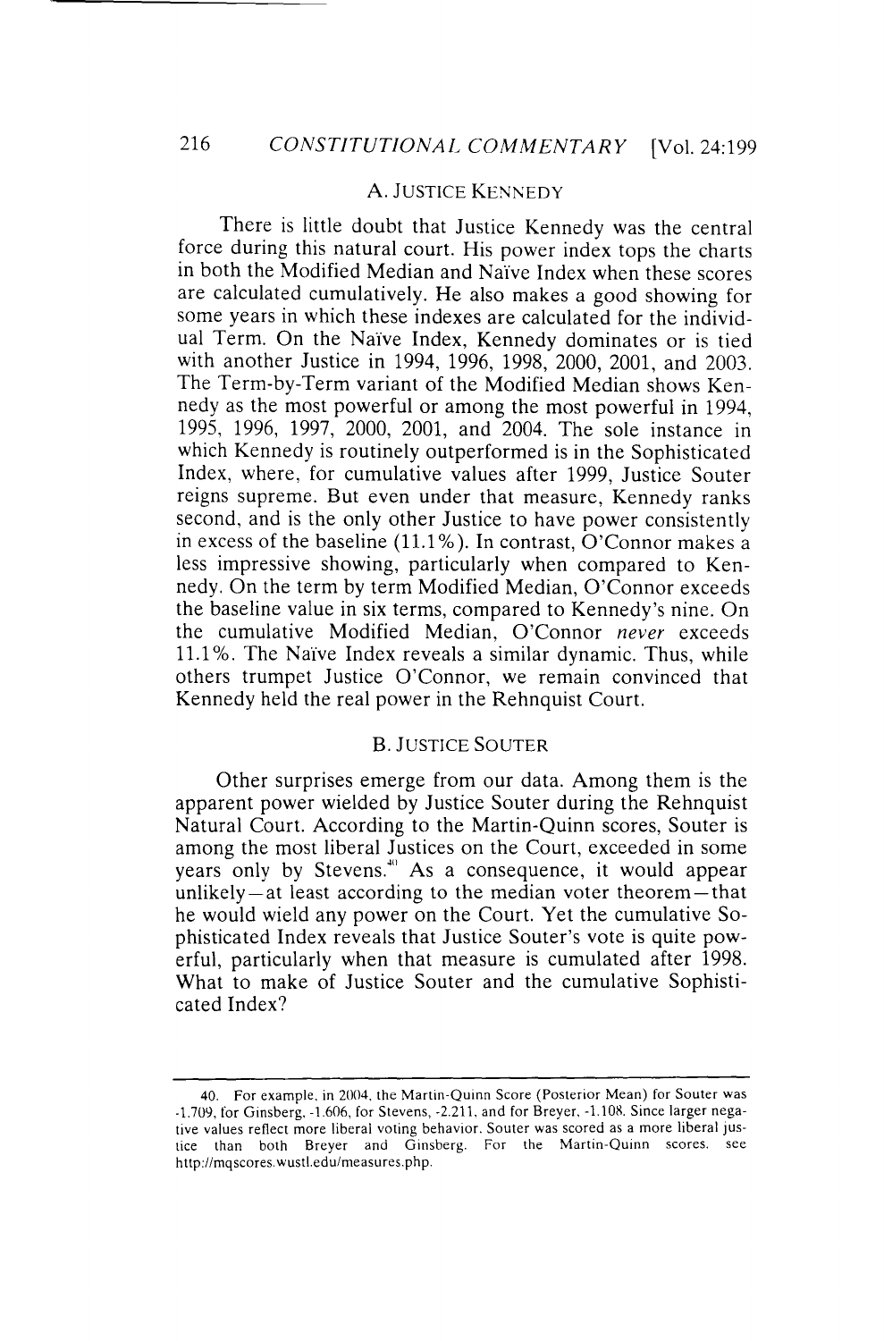### A. JUSTICE KENNEDY

There is little doubt that Justice Kennedy was the central force during this natural court. His power index tops the charts in both the Modified Median and Naïve Index when these scores are calculated cumulatively. He also makes a good showing for some years in which these indexes are calculated for the individual Term. On the Naïve Index, Kennedy dominates or is tied with another Justice in 1994, 1996, 1998, 2000, 2001, and 2003. The Term-by-Term variant of the Modified Median shows Kennedy as the most powerful or among the most powerful in 1994, 1995, 1996, 1997, 2000, 2001, and 2004. The sole instance in which Kennedy is routinely outperformed is in the Sophisticated Index, where, for cumulative values after 1999, Justice Souter reigns supreme. But even under that measure, Kennedy ranks second, and is the only other Justice to have power consistently in excess of the baseline (11.1%). In contrast, O'Connor makes a less impressive showing, particularly when compared to Kennedy. On the term by term Modified Median, O'Connor exceeds the baseline value in six terms, compared to Kennedy's nine. On the cumulative Modified Median, O'Connor *never* exceeds 11.1%. The Naïve Index reveals a similar dynamic. Thus, while others trumpet Justice O'Connor, we remain convinced that Kennedy held the real power in the Rehnquist Court.

### B. JUSTICE SOUTER

Other surprises emerge from our data. Among them is the apparent power wielded by Justice Souter during the Rehnquist Natural Court. According to the Martin-Quinn scores, Souter is among the most liberal Justices on the Court, exceeded in some years only by Stevens.[40] As a consequence, it would appear unlikely—at least according to the median voter theorem—that he would wield any power on the Court. Yet the cumulative Sophisticated Index reveals that Justice Souter's vote is quite powerful, particularly when that measure is cumulated after 1998. What to make of Justice Souter and the cumulative Sophisticated Index?

---

40. For example, in 2004, the Martin-Quinn Score (Posterior Mean) for Souter was -1.709, for Ginsberg, -1.606, for Stevens, -2.211, and for Breyer, -1.108. Since larger negative values reflect more liberal voting behavior, Souter was scored as a more liberal justice than both Breyer and Ginsberg. For the Martin-Quinn scores, see http://mqscores.wustl.edu/measures.php.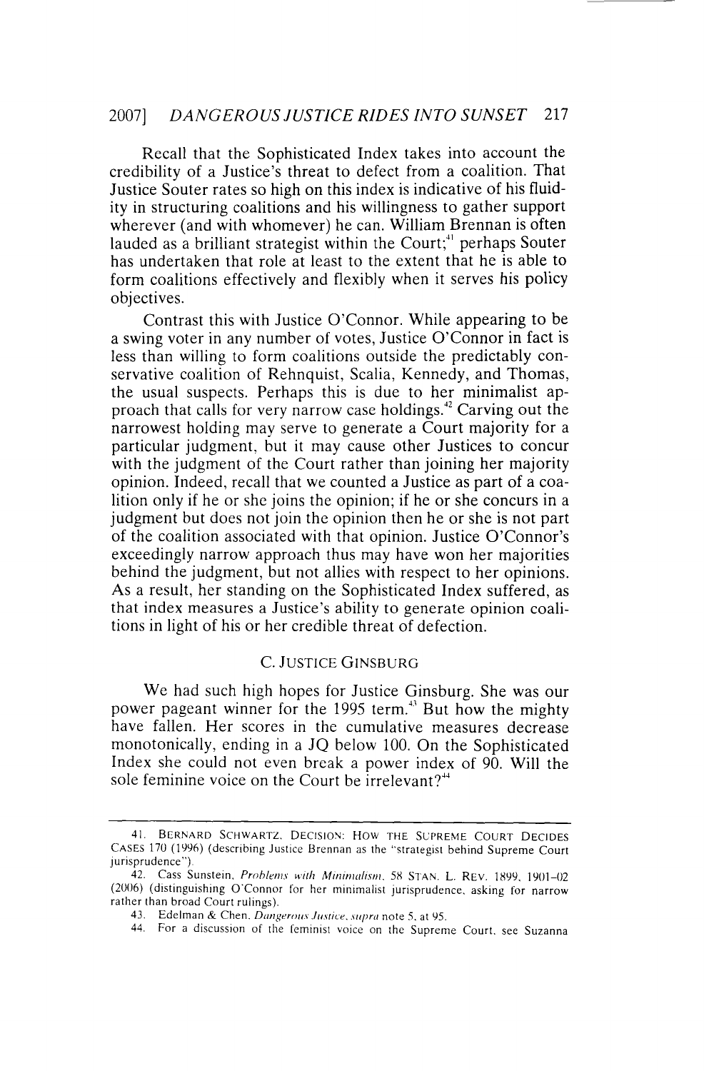Recall that the Sophisticated Index takes into account the credibility of a Justice's threat to defect from a coalition. That Justice Souter rates so high on this index is indicative of his fluidity in structuring coalitions and his willingness to gather support wherever (and with whomever) he can. William Brennan is often lauded as a brilliant strategist within the Court;[41] perhaps Souter has undertaken that role at least to the extent that he is able to form coalitions effectively and flexibly when it serves his policy objectives.

Contrast this with Justice O'Connor. While appearing to be a swing voter in any number of votes, Justice O'Connor in fact is less than willing to form coalitions outside the predictably conservative coalition of Rehnquist, Scalia, Kennedy, and Thomas, the usual suspects. Perhaps this is due to her minimalist approach that calls for very narrow case holdings.[42] Carving out the narrowest holding may serve to generate a Court majority for a particular judgment, but it may cause other Justices to concur with the judgment of the Court rather than joining her majority opinion. Indeed, recall that we counted a Justice as part of a coalition only if he or she joins the opinion; if he or she concurs in a judgment but does not join the opinion then he or she is not part of the coalition associated with that opinion. Justice O'Connor's exceedingly narrow approach thus may have won her majorities behind the judgment, but not allies with respect to her opinions. As a result, her standing on the Sophisticated Index suffered, as that index measures a Justice's ability to generate opinion coalitions in light of his or her credible threat of defection.

### C. JUSTICE GINSBURG

We had such high hopes for Justice Ginsburg. She was our power pageant winner for the 1995 term.[43] But how the mighty have fallen. Her scores in the cumulative measures decrease monotonically, ending in a JQ below 100. On the Sophisticated Index she could not even break a power index of 90. Will the sole feminine voice on the Court be irrelevant?[44]

---

41. BERNARD SCHWARTZ, DECISION: HOW THE SUPREME COURT DECIDES CASES 170 (1996) (describing Justice Brennan as the "strategist behind Supreme Court jurisprudence").

42. Cass Sunstein, *Problems with Minimalism*, 58 STAN. L. REV. 1899, 1901–02 (2006) (distinguishing O'Connor for her minimalist jurisprudence, asking for narrow rather than broad Court rulings).

43. Edelman & Chen, *Dangerous Justice*, *supra* note 5, at 95.

44. For a discussion of the feminist voice on the Supreme Court, see Suzanna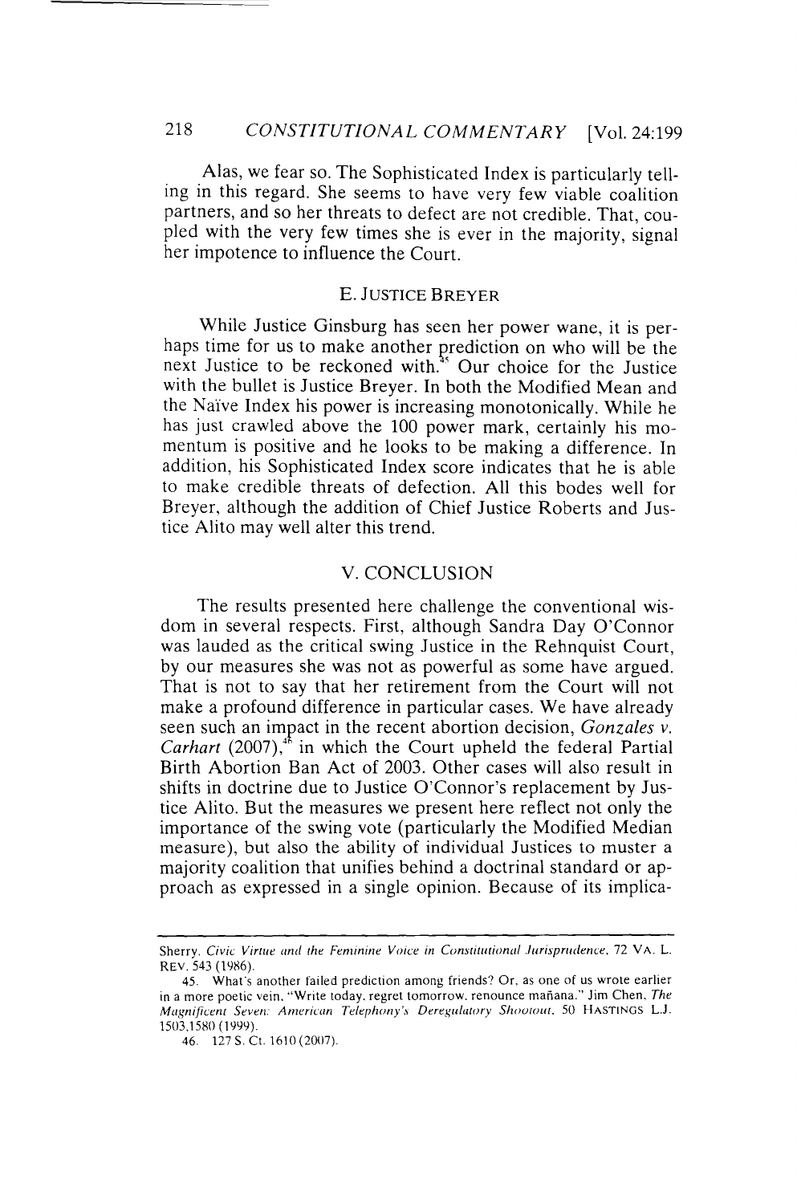Alas, we fear so. The Sophisticated Index is particularly telling in this regard. She seems to have very few viable coalition partners, and so her threats to defect are not credible. That, coupled with the very few times she is ever in the majority, signal her impotence to influence the Court.

### E. JUSTICE BREYER

While Justice Ginsburg has seen her power wane, it is perhaps time for us to make another prediction on who will be the next Justice to be reckoned with.[45] Our choice for the Justice with the bullet is Justice Breyer. In both the Modified Mean and the Naïve Index his power is increasing monotonically. While he has just crawled above the 100 power mark, certainly his momentum is positive and he looks to be making a difference. In addition, his Sophisticated Index score indicates that he is able to make credible threats of defection. All this bodes well for Breyer, although the addition of Chief Justice Roberts and Justice Alito may well alter this trend.

## V. CONCLUSION

The results presented here challenge the conventional wisdom in several respects. First, although Sandra Day O'Connor was lauded as the critical swing Justice in the Rehnquist Court, by our measures she was not as powerful as some have argued. That is not to say that her retirement from the Court will not make a profound difference in particular cases. We have already seen such an impact in the recent abortion decision, *Gonzales v. Carhart* (2007),[46] in which the Court upheld the federal Partial Birth Abortion Ban Act of 2003. Other cases will also result in shifts in doctrine due to Justice O'Connor's replacement by Justice Alito. But the measures we present here reflect not only the importance of the swing vote (particularly the Modified Median measure), but also the ability of individual Justices to muster a majority coalition that unifies behind a doctrinal standard or approach as expressed in a single opinion. Because of its implica-

---

Sherry, *Civic Virtue and the Feminine Voice in Constitutional Jurisprudence*, 72 VA. L. REV. 543 (1986).

45. What's another failed prediction among friends? Or, as one of us wrote earlier in a more poetic vein, "Write today, regret tomorrow, renounce mañana." Jim Chen, *The Magnificent Seven: American Telephony's Deregulatory Shootout*, 50 HASTINGS L.J. 1503,1580 (1999).

46. 127 S. Ct. 1610 (2007).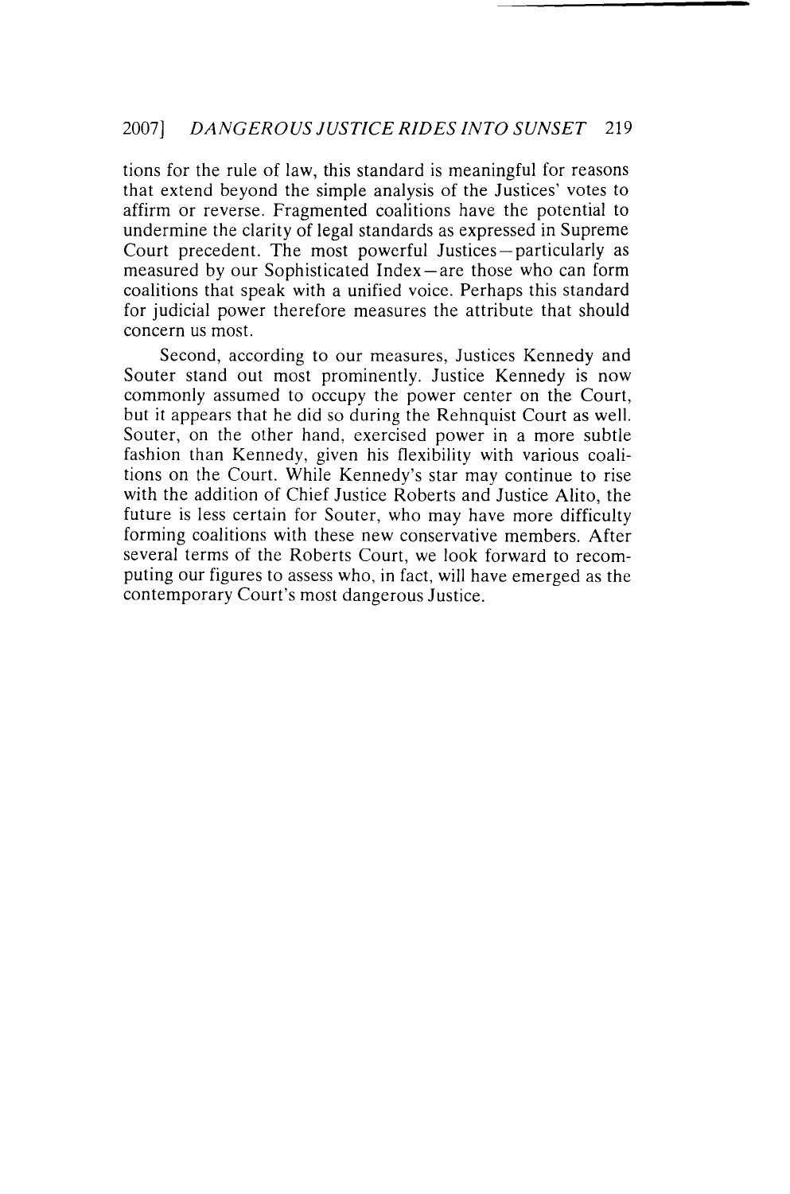tions for the rule of law, this standard is meaningful for reasons that extend beyond the simple analysis of the Justices' votes to affirm or reverse. Fragmented coalitions have the potential to undermine the clarity of legal standards as expressed in Supreme Court precedent. The most powerful Justices—particularly as measured by our Sophisticated Index—are those who can form coalitions that speak with a unified voice. Perhaps this standard for judicial power therefore measures the attribute that should concern us most.

Second, according to our measures, Justices Kennedy and Souter stand out most prominently. Justice Kennedy is now commonly assumed to occupy the power center on the Court, but it appears that he did so during the Rehnquist Court as well. Souter, on the other hand, exercised power in a more subtle fashion than Kennedy, given his flexibility with various coalitions on the Court. While Kennedy's star may continue to rise with the addition of Chief Justice Roberts and Justice Alito, the future is less certain for Souter, who may have more difficulty forming coalitions with these new conservative members. After several terms of the Roberts Court, we look forward to recomputing our figures to assess who, in fact, will have emerged as the contemporary Court's most dangerous Justice.